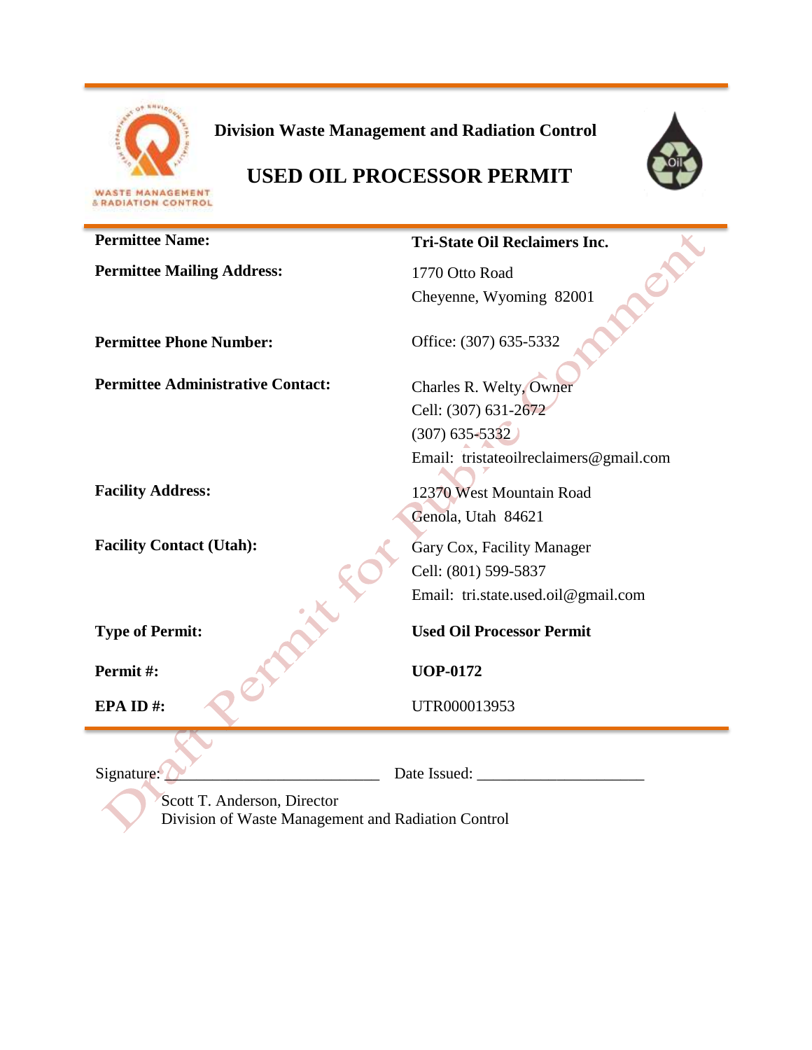**Division Waste Management and Radiation Control**

# USED OIL PROCESSOR PERMIT

| | |
|---|---|
| **Permittee Name:** | **Tri-State Oil Reclaimers Inc.** |
| **Permittee Mailing Address:** | 1770 Otto Road<br>Cheyenne, Wyoming 82001 |
| **Permittee Phone Number:** | Office: (307) 635-5332 |
| **Permittee Administrative Contact:** | Charles R. Welty, Owner<br>Cell: (307) 631-2672<br>(307) 635-5332<br>Email: tristateoilreclaimers@gmail.com |
| **Facility Address:** | 12370 West Mountain Road<br>Genola, Utah 84621 |
| **Facility Contact (Utah):** | Gary Cox, Facility Manager<br>Cell: (801) 599-5837<br>Email: tri.state.used.oil@gmail.com |
| **Type of Permit:** | **Used Oil Processor Permit** |
| **Permit #:** | **UOP-0172** |
| **EPA ID #:** | UTR000013953 |

Signature: ___________________________ Date Issued: _____________________

Scott T. Anderson, Director
Division of Waste Management and Radiation Control

Draft Permit for Public Comment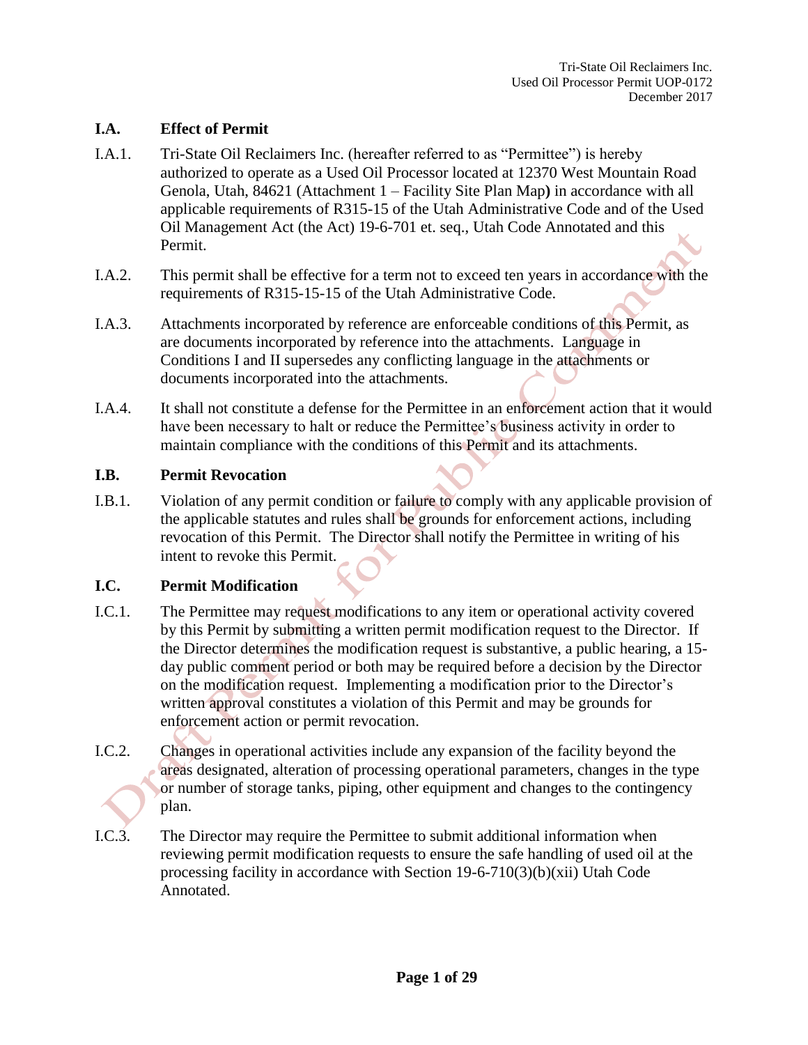## I.A. Effect of Permit

I.A.1. Tri-State Oil Reclaimers Inc. (hereafter referred to as "Permittee") is hereby authorized to operate as a Used Oil Processor located at 12370 West Mountain Road Genola, Utah, 84621 (Attachment 1 – Facility Site Plan Map**)** in accordance with all applicable requirements of R315-15 of the Utah Administrative Code and of the Used Oil Management Act (the Act) 19-6-701 et. seq., Utah Code Annotated and this Permit.

I.A.2. This permit shall be effective for a term not to exceed ten years in accordance with the requirements of R315-15-15 of the Utah Administrative Code.

I.A.3. Attachments incorporated by reference are enforceable conditions of this Permit, as are documents incorporated by reference into the attachments. Language in Conditions I and II supersedes any conflicting language in the attachments or documents incorporated into the attachments.

I.A.4. It shall not constitute a defense for the Permittee in an enforcement action that it would have been necessary to halt or reduce the Permittee's business activity in order to maintain compliance with the conditions of this Permit and its attachments.

## I.B. Permit Revocation

I.B.1. Violation of any permit condition or failure to comply with any applicable provision of the applicable statutes and rules shall be grounds for enforcement actions, including revocation of this Permit. The Director shall notify the Permittee in writing of his intent to revoke this Permit.

## I.C. Permit Modification

I.C.1. The Permittee may request modifications to any item or operational activity covered by this Permit by submitting a written permit modification request to the Director. If the Director determines the modification request is substantive, a public hearing, a 15-day public comment period or both may be required before a decision by the Director on the modification request. Implementing a modification prior to the Director's written approval constitutes a violation of this Permit and may be grounds for enforcement action or permit revocation.

I.C.2. Changes in operational activities include any expansion of the facility beyond the areas designated, alteration of processing operational parameters, changes in the type or number of storage tanks, piping, other equipment and changes to the contingency plan.

I.C.3. The Director may require the Permittee to submit additional information when reviewing permit modification requests to ensure the safe handling of used oil at the processing facility in accordance with Section 19-6-710(3)(b)(xii) Utah Code Annotated.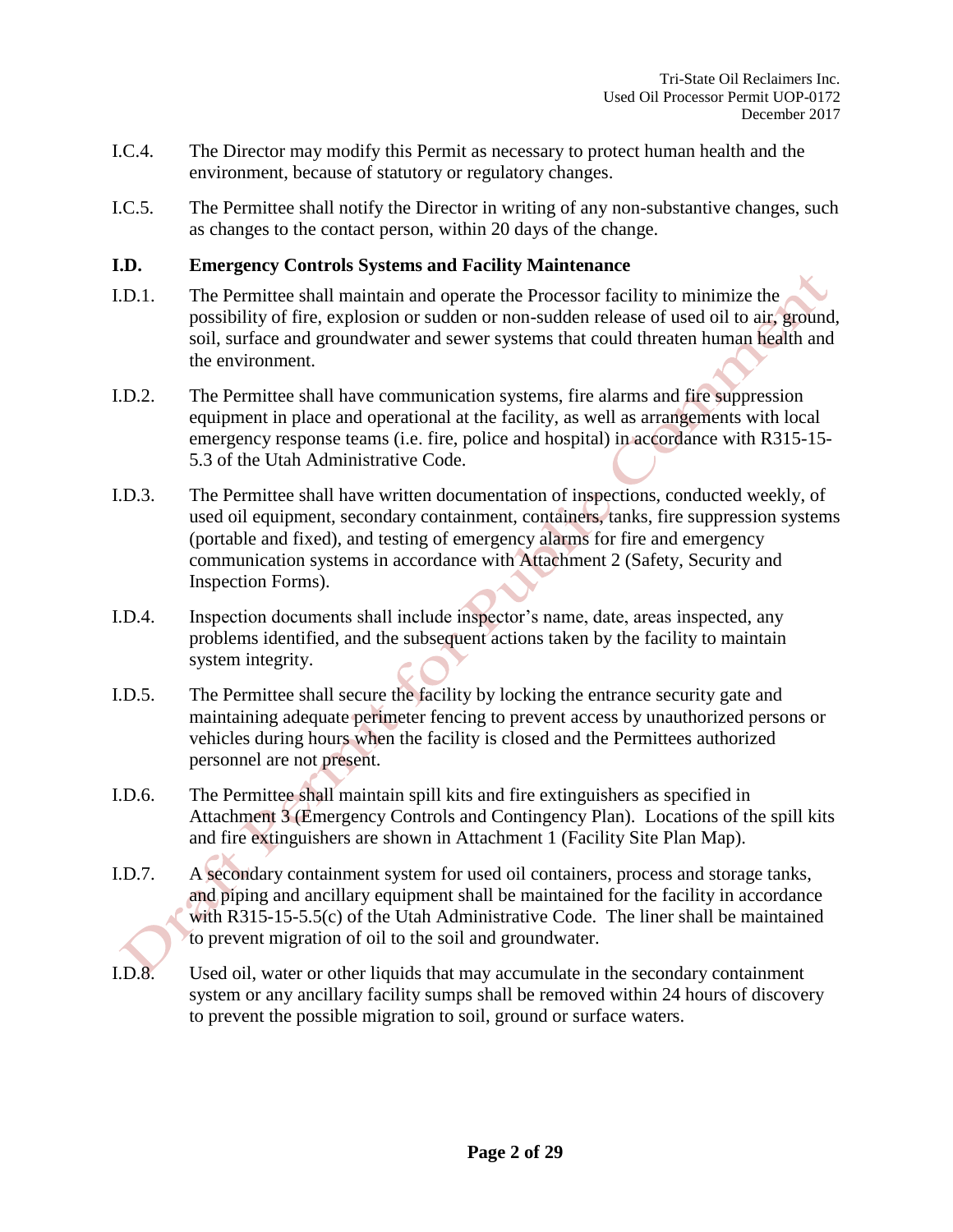I.C.4. The Director may modify this Permit as necessary to protect human health and the environment, because of statutory or regulatory changes.

I.C.5. The Permittee shall notify the Director in writing of any non-substantive changes, such as changes to the contact person, within 20 days of the change.

### I.D. Emergency Controls Systems and Facility Maintenance

I.D.1. The Permittee shall maintain and operate the Processor facility to minimize the possibility of fire, explosion or sudden or non-sudden release of used oil to air, ground, soil, surface and groundwater and sewer systems that could threaten human health and the environment.

I.D.2. The Permittee shall have communication systems, fire alarms and fire suppression equipment in place and operational at the facility, as well as arrangements with local emergency response teams (i.e. fire, police and hospital) in accordance with R315-15-5.3 of the Utah Administrative Code.

I.D.3. The Permittee shall have written documentation of inspections, conducted weekly, of used oil equipment, secondary containment, containers, tanks, fire suppression systems (portable and fixed), and testing of emergency alarms for fire and emergency communication systems in accordance with Attachment 2 (Safety, Security and Inspection Forms).

I.D.4. Inspection documents shall include inspector's name, date, areas inspected, any problems identified, and the subsequent actions taken by the facility to maintain system integrity.

I.D.5. The Permittee shall secure the facility by locking the entrance security gate and maintaining adequate perimeter fencing to prevent access by unauthorized persons or vehicles during hours when the facility is closed and the Permittees authorized personnel are not present.

I.D.6. The Permittee shall maintain spill kits and fire extinguishers as specified in Attachment 3 (Emergency Controls and Contingency Plan). Locations of the spill kits and fire extinguishers are shown in Attachment 1 (Facility Site Plan Map).

I.D.7. A secondary containment system for used oil containers, process and storage tanks, and piping and ancillary equipment shall be maintained for the facility in accordance with R315-15-5.5(c) of the Utah Administrative Code. The liner shall be maintained to prevent migration of oil to the soil and groundwater.

I.D.8. Used oil, water or other liquids that may accumulate in the secondary containment system or any ancillary facility sumps shall be removed within 24 hours of discovery to prevent the possible migration to soil, ground or surface waters.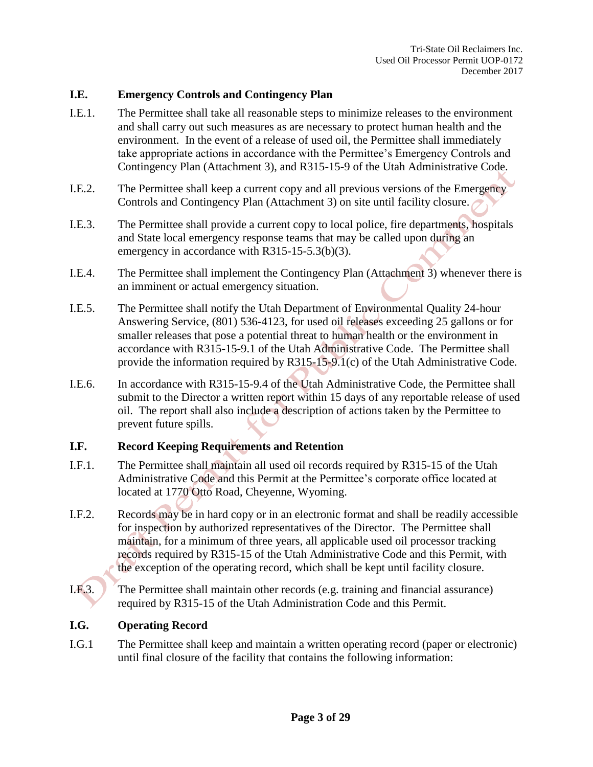### I.E. Emergency Controls and Contingency Plan

I.E.1. The Permittee shall take all reasonable steps to minimize releases to the environment and shall carry out such measures as are necessary to protect human health and the environment. In the event of a release of used oil, the Permittee shall immediately take appropriate actions in accordance with the Permittee's Emergency Controls and Contingency Plan (Attachment 3), and R315-15-9 of the Utah Administrative Code.

I.E.2. The Permittee shall keep a current copy and all previous versions of the Emergency Controls and Contingency Plan (Attachment 3) on site until facility closure.

I.E.3. The Permittee shall provide a current copy to local police, fire departments, hospitals and State local emergency response teams that may be called upon during an emergency in accordance with R315-15-5.3(b)(3).

I.E.4. The Permittee shall implement the Contingency Plan (Attachment 3) whenever there is an imminent or actual emergency situation.

I.E.5. The Permittee shall notify the Utah Department of Environmental Quality 24-hour Answering Service, (801) 536-4123, for used oil releases exceeding 25 gallons or for smaller releases that pose a potential threat to human health or the environment in accordance with R315-15-9.1 of the Utah Administrative Code. The Permittee shall provide the information required by R315-15-9.1(c) of the Utah Administrative Code.

I.E.6. In accordance with R315-15-9.4 of the Utah Administrative Code, the Permittee shall submit to the Director a written report within 15 days of any reportable release of used oil. The report shall also include a description of actions taken by the Permittee to prevent future spills.

### I.F. Record Keeping Requirements and Retention

I.F.1. The Permittee shall maintain all used oil records required by R315-15 of the Utah Administrative Code and this Permit at the Permittee's corporate office located at located at 1770 Otto Road, Cheyenne, Wyoming.

I.F.2. Records may be in hard copy or in an electronic format and shall be readily accessible for inspection by authorized representatives of the Director. The Permittee shall maintain, for a minimum of three years, all applicable used oil processor tracking records required by R315-15 of the Utah Administrative Code and this Permit, with the exception of the operating record, which shall be kept until facility closure.

I.F.3. The Permittee shall maintain other records (e.g. training and financial assurance) required by R315-15 of the Utah Administration Code and this Permit.

### I.G. Operating Record

I.G.1 The Permittee shall keep and maintain a written operating record (paper or electronic) until final closure of the facility that contains the following information: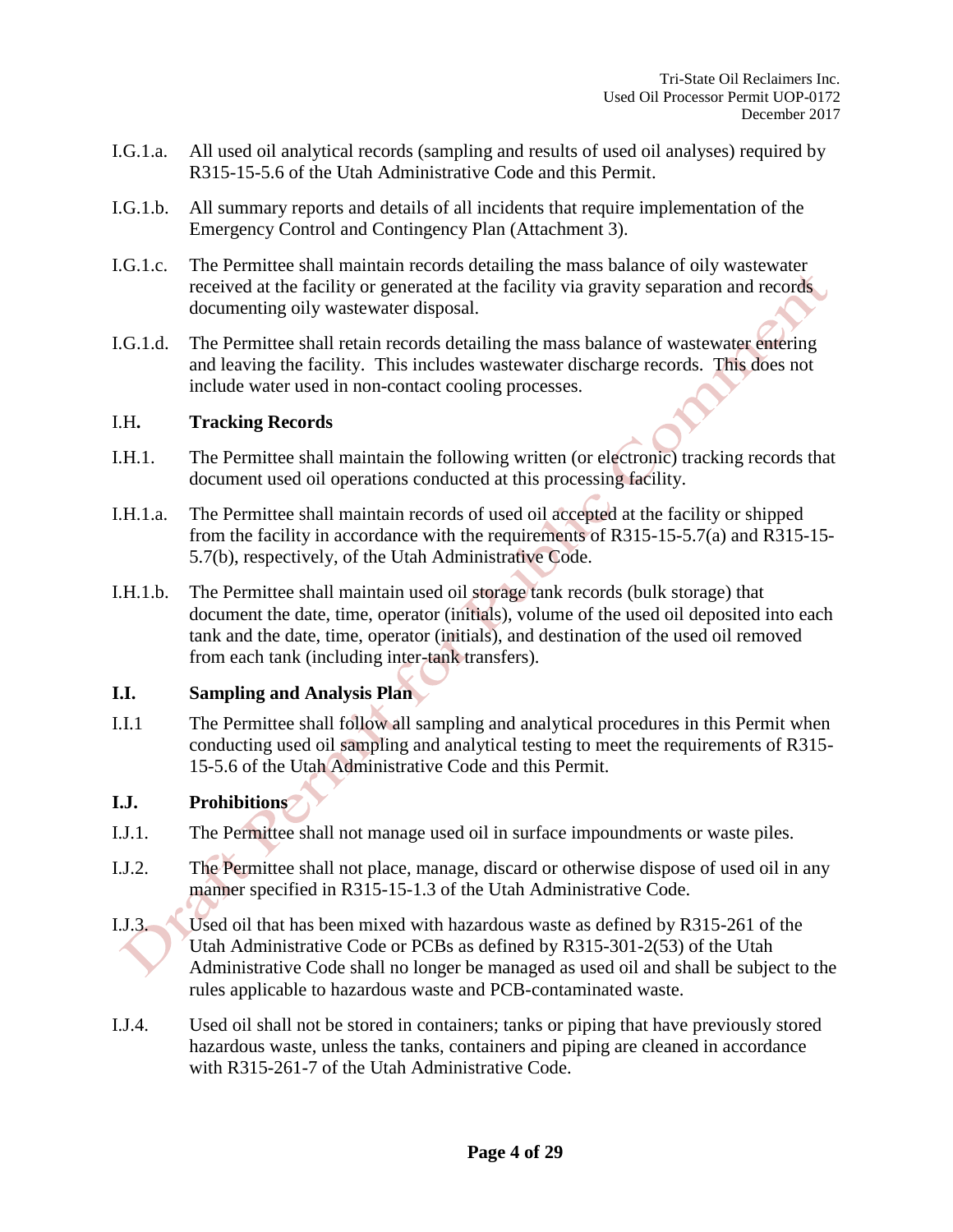I.G.1.a. All used oil analytical records (sampling and results of used oil analyses) required by R315-15-5.6 of the Utah Administrative Code and this Permit.

I.G.1.b. All summary reports and details of all incidents that require implementation of the Emergency Control and Contingency Plan (Attachment 3).

I.G.1.c. The Permittee shall maintain records detailing the mass balance of oily wastewater received at the facility or generated at the facility via gravity separation and records documenting oily wastewater disposal.

I.G.1.d. The Permittee shall retain records detailing the mass balance of wastewater entering and leaving the facility. This includes wastewater discharge records. This does not include water used in non-contact cooling processes.

## I.H. Tracking Records

I.H.1. The Permittee shall maintain the following written (or electronic) tracking records that document used oil operations conducted at this processing facility.

I.H.1.a. The Permittee shall maintain records of used oil accepted at the facility or shipped from the facility in accordance with the requirements of R315-15-5.7(a) and R315-15-5.7(b), respectively, of the Utah Administrative Code.

I.H.1.b. The Permittee shall maintain used oil storage tank records (bulk storage) that document the date, time, operator (initials), volume of the used oil deposited into each tank and the date, time, operator (initials), and destination of the used oil removed from each tank (including inter-tank transfers).

## I.I. Sampling and Analysis Plan

I.I.1 The Permittee shall follow all sampling and analytical procedures in this Permit when conducting used oil sampling and analytical testing to meet the requirements of R315-15-5.6 of the Utah Administrative Code and this Permit.

## I.J. Prohibitions

I.J.1. The Permittee shall not manage used oil in surface impoundments or waste piles.

I.J.2. The Permittee shall not place, manage, discard or otherwise dispose of used oil in any manner specified in R315-15-1.3 of the Utah Administrative Code.

I.J.3. Used oil that has been mixed with hazardous waste as defined by R315-261 of the Utah Administrative Code or PCBs as defined by R315-301-2(53) of the Utah Administrative Code shall no longer be managed as used oil and shall be subject to the rules applicable to hazardous waste and PCB-contaminated waste.

I.J.4. Used oil shall not be stored in containers; tanks or piping that have previously stored hazardous waste, unless the tanks, containers and piping are cleaned in accordance with R315-261-7 of the Utah Administrative Code.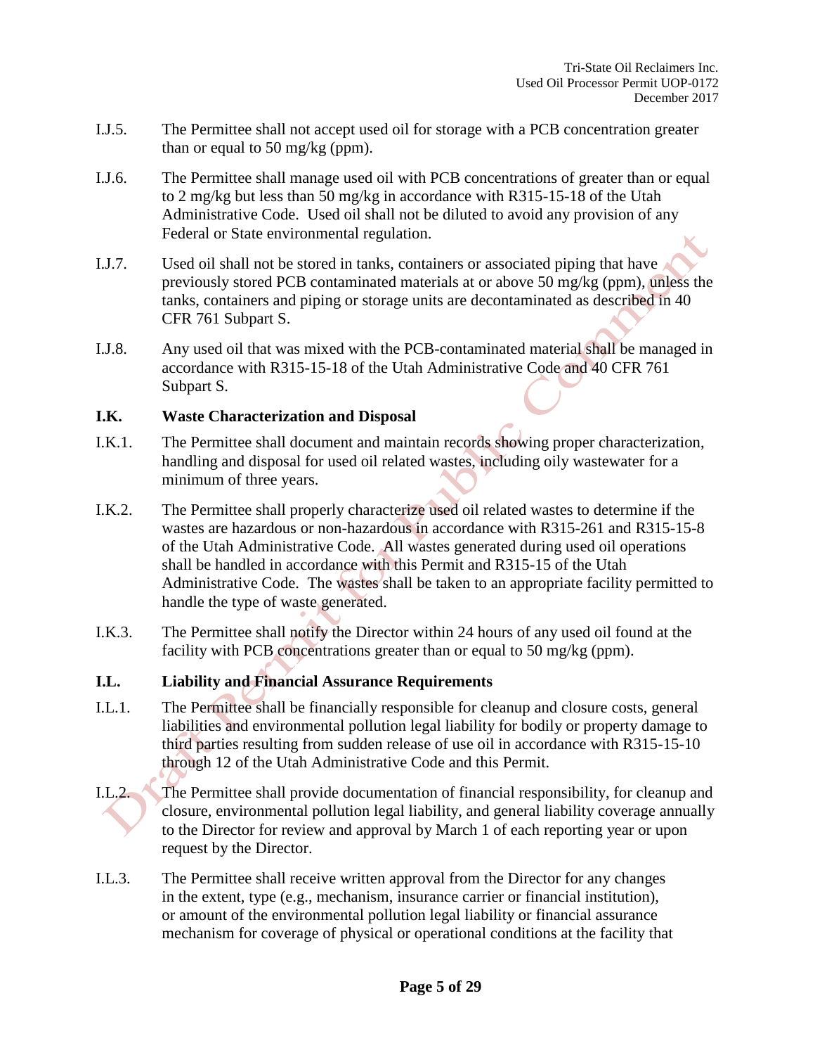I.J.5. The Permittee shall not accept used oil for storage with a PCB concentration greater than or equal to 50 mg/kg (ppm).

I.J.6. The Permittee shall manage used oil with PCB concentrations of greater than or equal to 2 mg/kg but less than 50 mg/kg in accordance with R315-15-18 of the Utah Administrative Code. Used oil shall not be diluted to avoid any provision of any Federal or State environmental regulation.

I.J.7. Used oil shall not be stored in tanks, containers or associated piping that have previously stored PCB contaminated materials at or above 50 mg/kg (ppm), unless the tanks, containers and piping or storage units are decontaminated as described in 40 CFR 761 Subpart S.

I.J.8. Any used oil that was mixed with the PCB-contaminated material shall be managed in accordance with R315-15-18 of the Utah Administrative Code and 40 CFR 761 Subpart S.

### I.K. Waste Characterization and Disposal

I.K.1. The Permittee shall document and maintain records showing proper characterization, handling and disposal for used oil related wastes, including oily wastewater for a minimum of three years.

I.K.2. The Permittee shall properly characterize used oil related wastes to determine if the wastes are hazardous or non-hazardous in accordance with R315-261 and R315-15-8 of the Utah Administrative Code. All wastes generated during used oil operations shall be handled in accordance with this Permit and R315-15 of the Utah Administrative Code. The wastes shall be taken to an appropriate facility permitted to handle the type of waste generated.

I.K.3. The Permittee shall notify the Director within 24 hours of any used oil found at the facility with PCB concentrations greater than or equal to 50 mg/kg (ppm).

### I.L. Liability and Financial Assurance Requirements

I.L.1. The Permittee shall be financially responsible for cleanup and closure costs, general liabilities and environmental pollution legal liability for bodily or property damage to third parties resulting from sudden release of use oil in accordance with R315-15-10 through 12 of the Utah Administrative Code and this Permit.

I.L.2. The Permittee shall provide documentation of financial responsibility, for cleanup and closure, environmental pollution legal liability, and general liability coverage annually to the Director for review and approval by March 1 of each reporting year or upon request by the Director.

I.L.3. The Permittee shall receive written approval from the Director for any changes in the extent, type (e.g., mechanism, insurance carrier or financial institution), or amount of the environmental pollution legal liability or financial assurance mechanism for coverage of physical or operational conditions at the facility that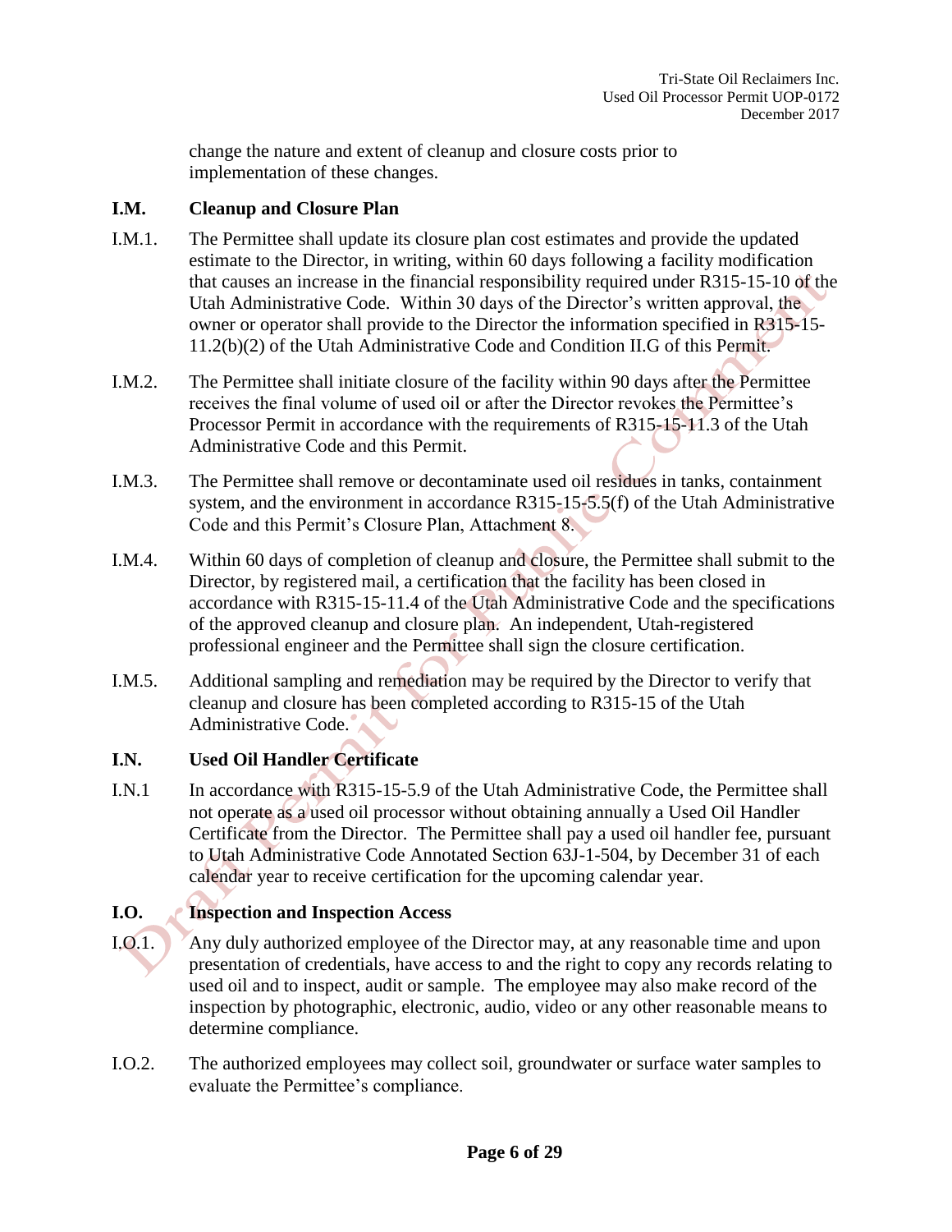change the nature and extent of cleanup and closure costs prior to implementation of these changes.

**I.M. Cleanup and Closure Plan**

I.M.1. The Permittee shall update its closure plan cost estimates and provide the updated estimate to the Director, in writing, within 60 days following a facility modification that causes an increase in the financial responsibility required under R315-15-10 of the Utah Administrative Code. Within 30 days of the Director's written approval, the owner or operator shall provide to the Director the information specified in R315-15-11.2(b)(2) of the Utah Administrative Code and Condition II.G of this Permit.

I.M.2. The Permittee shall initiate closure of the facility within 90 days after the Permittee receives the final volume of used oil or after the Director revokes the Permittee's Processor Permit in accordance with the requirements of R315-15-11.3 of the Utah Administrative Code and this Permit.

I.M.3. The Permittee shall remove or decontaminate used oil residues in tanks, containment system, and the environment in accordance R315-15-5.5(f) of the Utah Administrative Code and this Permit's Closure Plan, Attachment 8.

I.M.4. Within 60 days of completion of cleanup and closure, the Permittee shall submit to the Director, by registered mail, a certification that the facility has been closed in accordance with R315-15-11.4 of the Utah Administrative Code and the specifications of the approved cleanup and closure plan. An independent, Utah-registered professional engineer and the Permittee shall sign the closure certification.

I.M.5. Additional sampling and remediation may be required by the Director to verify that cleanup and closure has been completed according to R315-15 of the Utah Administrative Code.

**I.N. Used Oil Handler Certificate**

I.N.1 In accordance with R315-15-5.9 of the Utah Administrative Code, the Permittee shall not operate as a used oil processor without obtaining annually a Used Oil Handler Certificate from the Director. The Permittee shall pay a used oil handler fee, pursuant to Utah Administrative Code Annotated Section 63J-1-504, by December 31 of each calendar year to receive certification for the upcoming calendar year.

**I.O. Inspection and Inspection Access**

I.O.1. Any duly authorized employee of the Director may, at any reasonable time and upon presentation of credentials, have access to and the right to copy any records relating to used oil and to inspect, audit or sample. The employee may also make record of the inspection by photographic, electronic, audio, video or any other reasonable means to determine compliance.

I.O.2. The authorized employees may collect soil, groundwater or surface water samples to evaluate the Permittee's compliance.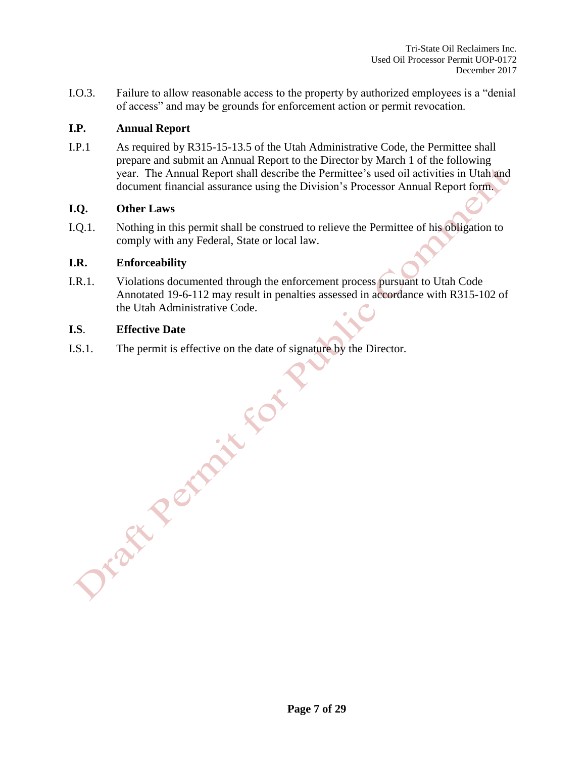I.O.3. Failure to allow reasonable access to the property by authorized employees is a "denial of access" and may be grounds for enforcement action or permit revocation.

**I.P. Annual Report**

I.P.1 As required by R315-15-13.5 of the Utah Administrative Code, the Permittee shall prepare and submit an Annual Report to the Director by March 1 of the following year. The Annual Report shall describe the Permittee's used oil activities in Utah and document financial assurance using the Division's Processor Annual Report form.

**I.Q. Other Laws**

I.Q.1. Nothing in this permit shall be construed to relieve the Permittee of his obligation to comply with any Federal, State or local law.

**I.R. Enforceability**

I.R.1. Violations documented through the enforcement process pursuant to Utah Code Annotated 19-6-112 may result in penalties assessed in accordance with R315-102 of the Utah Administrative Code.

**I.S. Effective Date**

I.S.1. The permit is effective on the date of signature by the Director.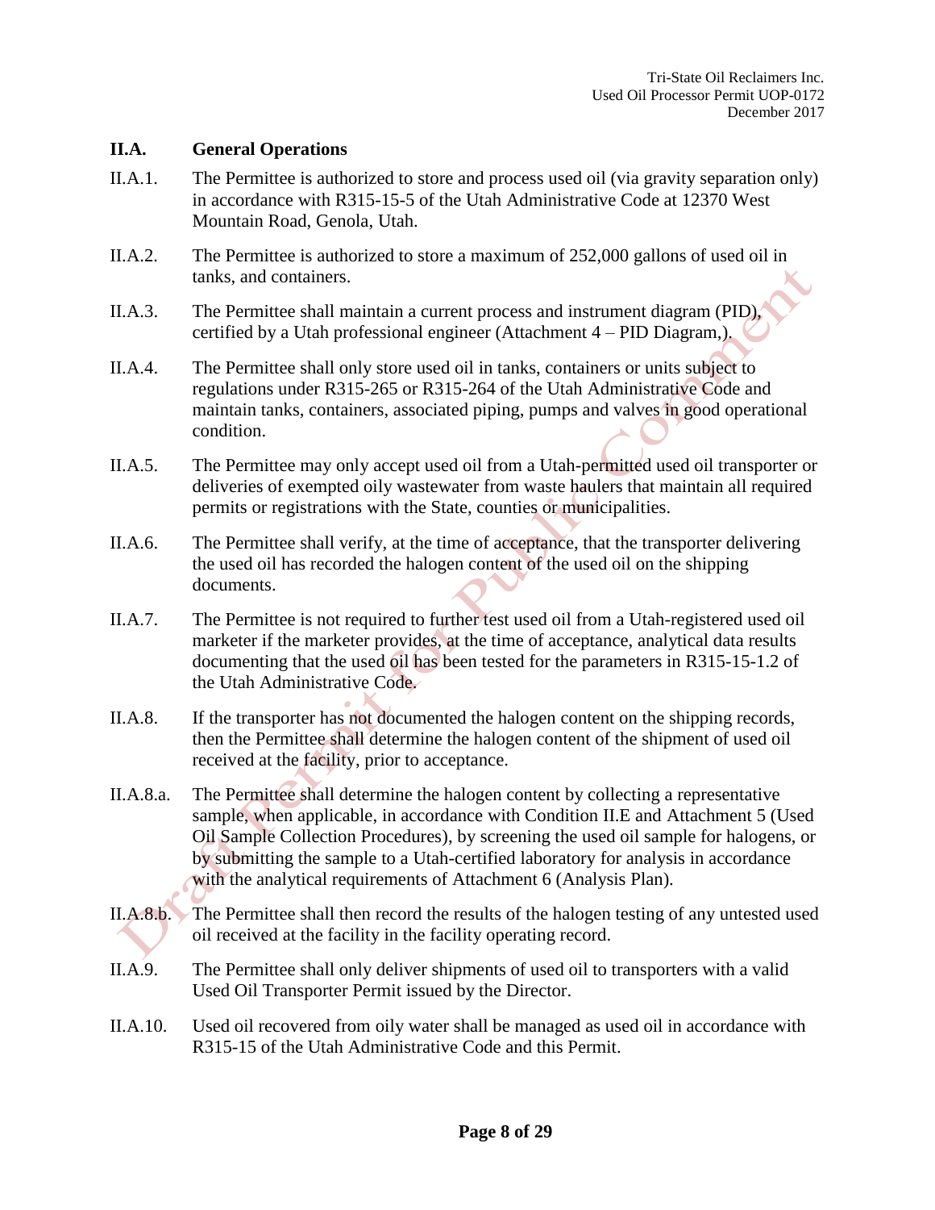## II.A. General Operations

II.A.1. The Permittee is authorized to store and process used oil (via gravity separation only) in accordance with R315-15-5 of the Utah Administrative Code at 12370 West Mountain Road, Genola, Utah.

II.A.2. The Permittee is authorized to store a maximum of 252,000 gallons of used oil in tanks, and containers.

II.A.3. The Permittee shall maintain a current process and instrument diagram (PID), certified by a Utah professional engineer (Attachment 4 – PID Diagram,).

II.A.4. The Permittee shall only store used oil in tanks, containers or units subject to regulations under R315-265 or R315-264 of the Utah Administrative Code and maintain tanks, containers, associated piping, pumps and valves in good operational condition.

II.A.5. The Permittee may only accept used oil from a Utah-permitted used oil transporter or deliveries of exempted oily wastewater from waste haulers that maintain all required permits or registrations with the State, counties or municipalities.

II.A.6. The Permittee shall verify, at the time of acceptance, that the transporter delivering the used oil has recorded the halogen content of the used oil on the shipping documents.

II.A.7. The Permittee is not required to further test used oil from a Utah-registered used oil marketer if the marketer provides, at the time of acceptance, analytical data results documenting that the used oil has been tested for the parameters in R315-15-1.2 of the Utah Administrative Code.

II.A.8. If the transporter has not documented the halogen content on the shipping records, then the Permittee shall determine the halogen content of the shipment of used oil received at the facility, prior to acceptance.

II.A.8.a. The Permittee shall determine the halogen content by collecting a representative sample, when applicable, in accordance with Condition II.E and Attachment 5 (Used Oil Sample Collection Procedures), by screening the used oil sample for halogens, or by submitting the sample to a Utah-certified laboratory for analysis in accordance with the analytical requirements of Attachment 6 (Analysis Plan).

II.A.8.b. The Permittee shall then record the results of the halogen testing of any untested used oil received at the facility in the facility operating record.

II.A.9. The Permittee shall only deliver shipments of used oil to transporters with a valid Used Oil Transporter Permit issued by the Director.

II.A.10. Used oil recovered from oily water shall be managed as used oil in accordance with R315-15 of the Utah Administrative Code and this Permit.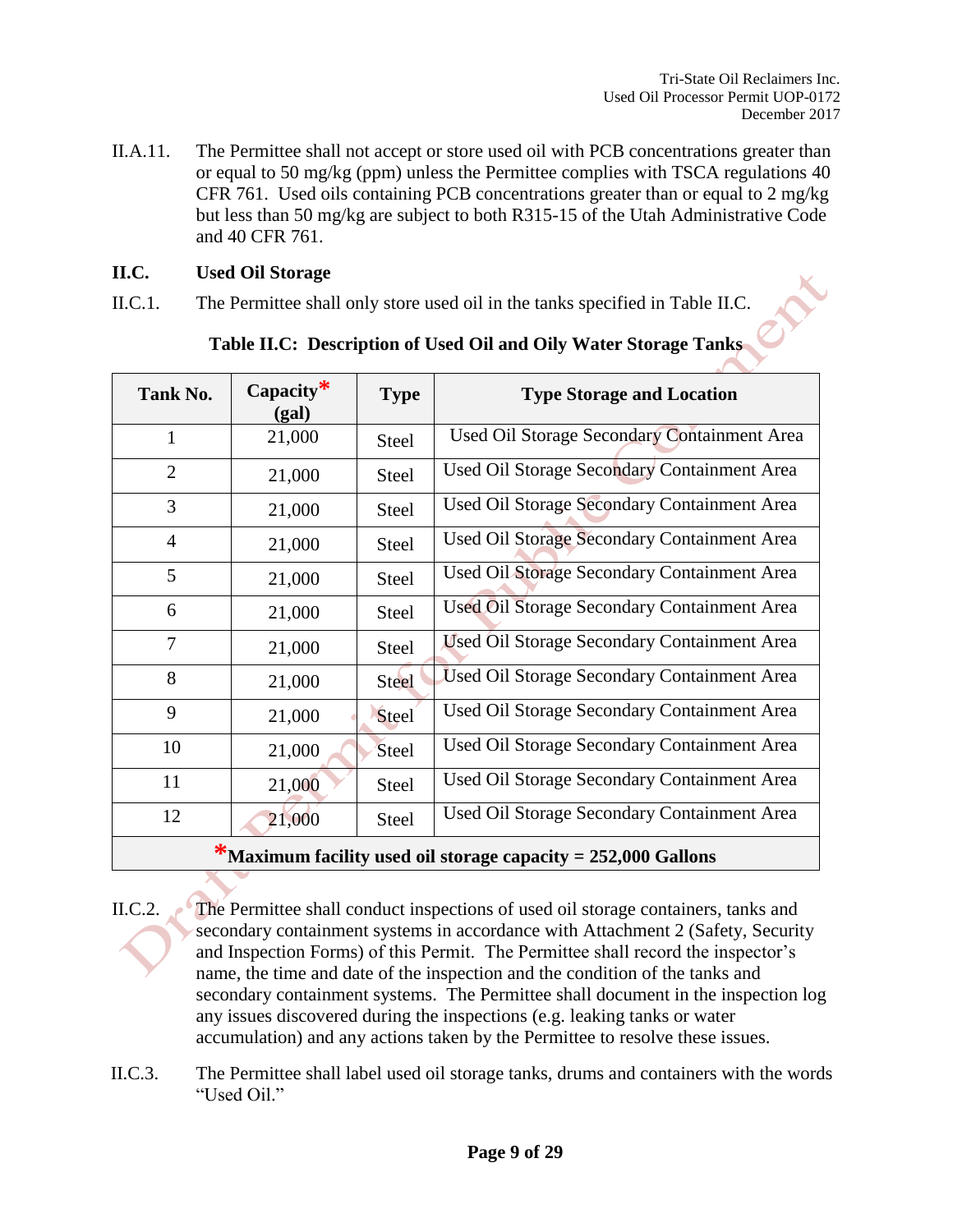II.A.11. The Permittee shall not accept or store used oil with PCB concentrations greater than or equal to 50 mg/kg (ppm) unless the Permittee complies with TSCA regulations 40 CFR 761. Used oils containing PCB concentrations greater than or equal to 2 mg/kg but less than 50 mg/kg are subject to both R315-15 of the Utah Administrative Code and 40 CFR 761.

## II.C. Used Oil Storage

II.C.1. The Permittee shall only store used oil in the tanks specified in Table II.C.

**Table II.C: Description of Used Oil and Oily Water Storage Tanks**

| Tank No. | Capacity* (gal) | Type | Type Storage and Location |
|---|---|---|---|
| 1 | 21,000 | Steel | Used Oil Storage Secondary Containment Area |
| 2 | 21,000 | Steel | Used Oil Storage Secondary Containment Area |
| 3 | 21,000 | Steel | Used Oil Storage Secondary Containment Area |
| 4 | 21,000 | Steel | Used Oil Storage Secondary Containment Area |
| 5 | 21,000 | Steel | Used Oil Storage Secondary Containment Area |
| 6 | 21,000 | Steel | Used Oil Storage Secondary Containment Area |
| 7 | 21,000 | Steel | Used Oil Storage Secondary Containment Area |
| 8 | 21,000 | Steel | Used Oil Storage Secondary Containment Area |
| 9 | 21,000 | Steel | Used Oil Storage Secondary Containment Area |
| 10 | 21,000 | Steel | Used Oil Storage Secondary Containment Area |
| 11 | 21,000 | Steel | Used Oil Storage Secondary Containment Area |
| 12 | 21,000 | Steel | Used Oil Storage Secondary Containment Area |
| ***Maximum facility used oil storage capacity = 252,000 Gallons** | | | |

II.C.2. The Permittee shall conduct inspections of used oil storage containers, tanks and secondary containment systems in accordance with Attachment 2 (Safety, Security and Inspection Forms) of this Permit. The Permittee shall record the inspector's name, the time and date of the inspection and the condition of the tanks and secondary containment systems. The Permittee shall document in the inspection log any issues discovered during the inspections (e.g. leaking tanks or water accumulation) and any actions taken by the Permittee to resolve these issues.

II.C.3. The Permittee shall label used oil storage tanks, drums and containers with the words "Used Oil."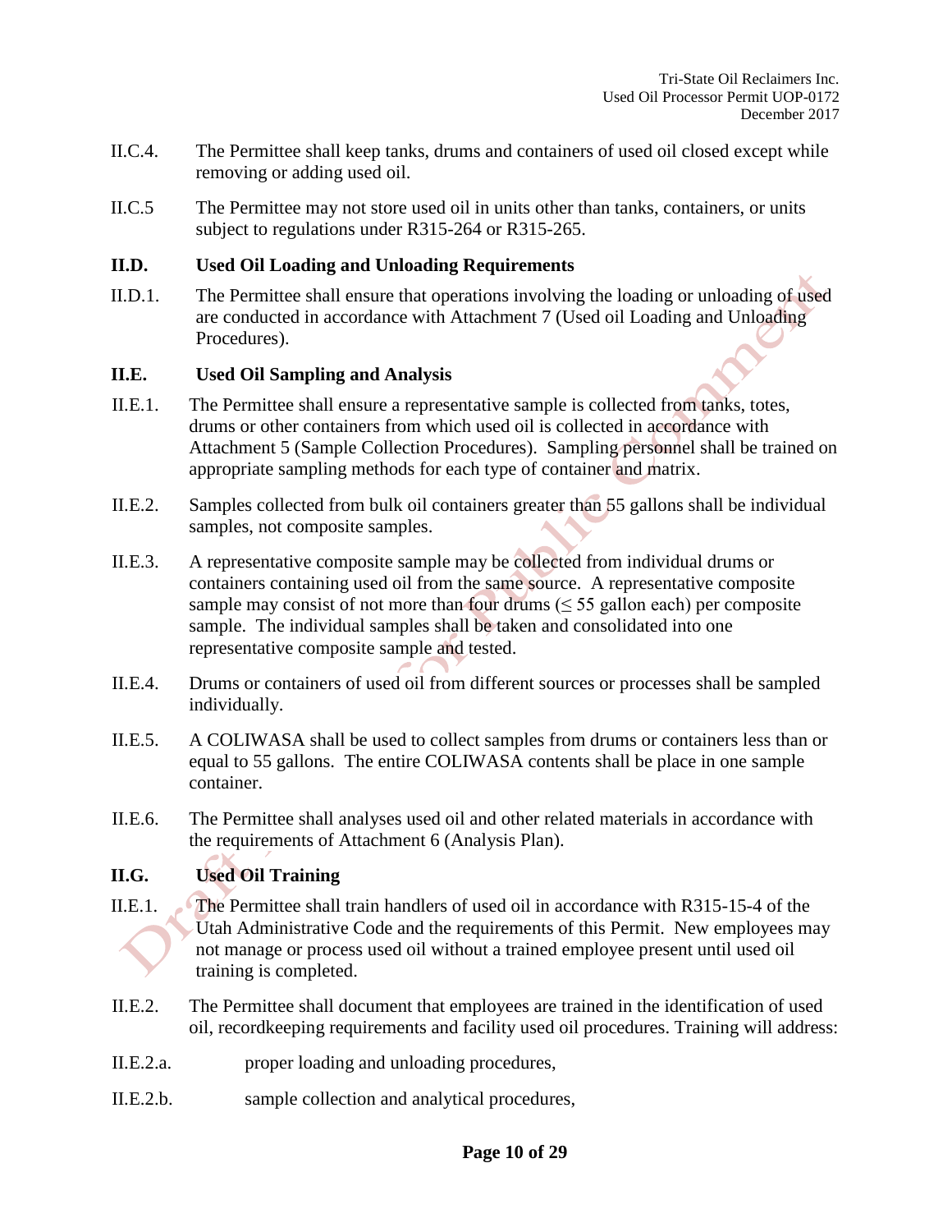II.C.4. The Permittee shall keep tanks, drums and containers of used oil closed except while removing or adding used oil.

II.C.5 The Permittee may not store used oil in units other than tanks, containers, or units subject to regulations under R315-264 or R315-265.

**II.D. Used Oil Loading and Unloading Requirements**

II.D.1. The Permittee shall ensure that operations involving the loading or unloading of used are conducted in accordance with Attachment 7 (Used oil Loading and Unloading Procedures).

**II.E. Used Oil Sampling and Analysis**

II.E.1. The Permittee shall ensure a representative sample is collected from tanks, totes, drums or other containers from which used oil is collected in accordance with Attachment 5 (Sample Collection Procedures). Sampling personnel shall be trained on appropriate sampling methods for each type of container and matrix.

II.E.2. Samples collected from bulk oil containers greater than 55 gallons shall be individual samples, not composite samples.

II.E.3. A representative composite sample may be collected from individual drums or containers containing used oil from the same source. A representative composite sample may consist of not more than four drums ($\leq$ 55 gallon each) per composite sample. The individual samples shall be taken and consolidated into one representative composite sample and tested.

II.E.4. Drums or containers of used oil from different sources or processes shall be sampled individually.

II.E.5. A COLIWASA shall be used to collect samples from drums or containers less than or equal to 55 gallons. The entire COLIWASA contents shall be place in one sample container.

II.E.6. The Permittee shall analyses used oil and other related materials in accordance with the requirements of Attachment 6 (Analysis Plan).

**II.G. Used Oil Training**

II.E.1. The Permittee shall train handlers of used oil in accordance with R315-15-4 of the Utah Administrative Code and the requirements of this Permit. New employees may not manage or process used oil without a trained employee present until used oil training is completed.

II.E.2. The Permittee shall document that employees are trained in the identification of used oil, recordkeeping requirements and facility used oil procedures. Training will address:

II.E.2.a. proper loading and unloading procedures,

II.E.2.b. sample collection and analytical procedures,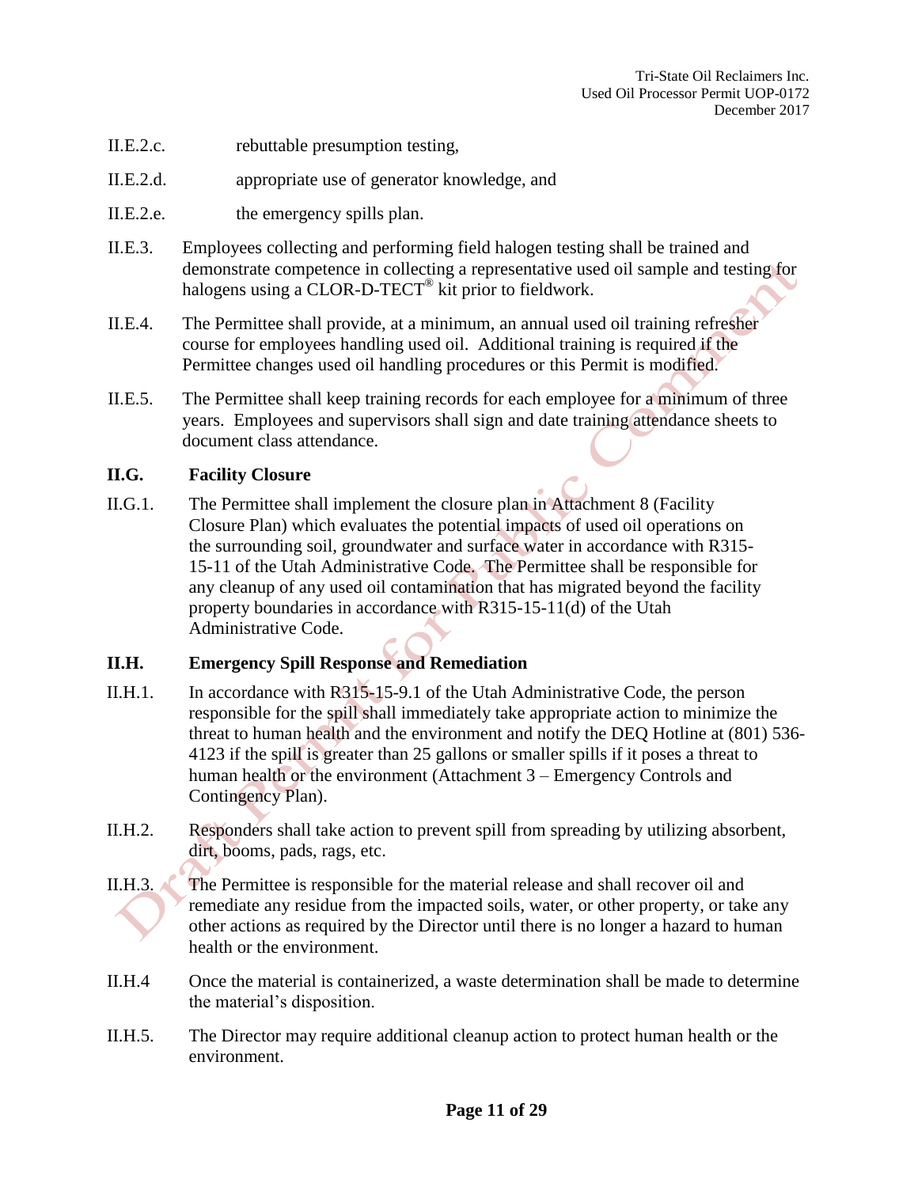II.E.2.c. rebuttable presumption testing,

II.E.2.d. appropriate use of generator knowledge, and

II.E.2.e. the emergency spills plan.

II.E.3. Employees collecting and performing field halogen testing shall be trained and demonstrate competence in collecting a representative used oil sample and testing for halogens using a CLOR-D-TECT® kit prior to fieldwork.

II.E.4. The Permittee shall provide, at a minimum, an annual used oil training refresher course for employees handling used oil. Additional training is required if the Permittee changes used oil handling procedures or this Permit is modified.

II.E.5. The Permittee shall keep training records for each employee for a minimum of three years. Employees and supervisors shall sign and date training attendance sheets to document class attendance.

## II.G. Facility Closure

II.G.1. The Permittee shall implement the closure plan in Attachment 8 (Facility Closure Plan) which evaluates the potential impacts of used oil operations on the surrounding soil, groundwater and surface water in accordance with R315-15-11 of the Utah Administrative Code. The Permittee shall be responsible for any cleanup of any used oil contamination that has migrated beyond the facility property boundaries in accordance with R315-15-11(d) of the Utah Administrative Code.

## II.H. Emergency Spill Response and Remediation

II.H.1. In accordance with R315-15-9.1 of the Utah Administrative Code, the person responsible for the spill shall immediately take appropriate action to minimize the threat to human health and the environment and notify the DEQ Hotline at (801) 536-4123 if the spill is greater than 25 gallons or smaller spills if it poses a threat to human health or the environment (Attachment 3 – Emergency Controls and Contingency Plan).

II.H.2. Responders shall take action to prevent spill from spreading by utilizing absorbent, dirt, booms, pads, rags, etc.

II.H.3. The Permittee is responsible for the material release and shall recover oil and remediate any residue from the impacted soils, water, or other property, or take any other actions as required by the Director until there is no longer a hazard to human health or the environment.

II.H.4 Once the material is containerized, a waste determination shall be made to determine the material's disposition.

II.H.5. The Director may require additional cleanup action to protect human health or the environment.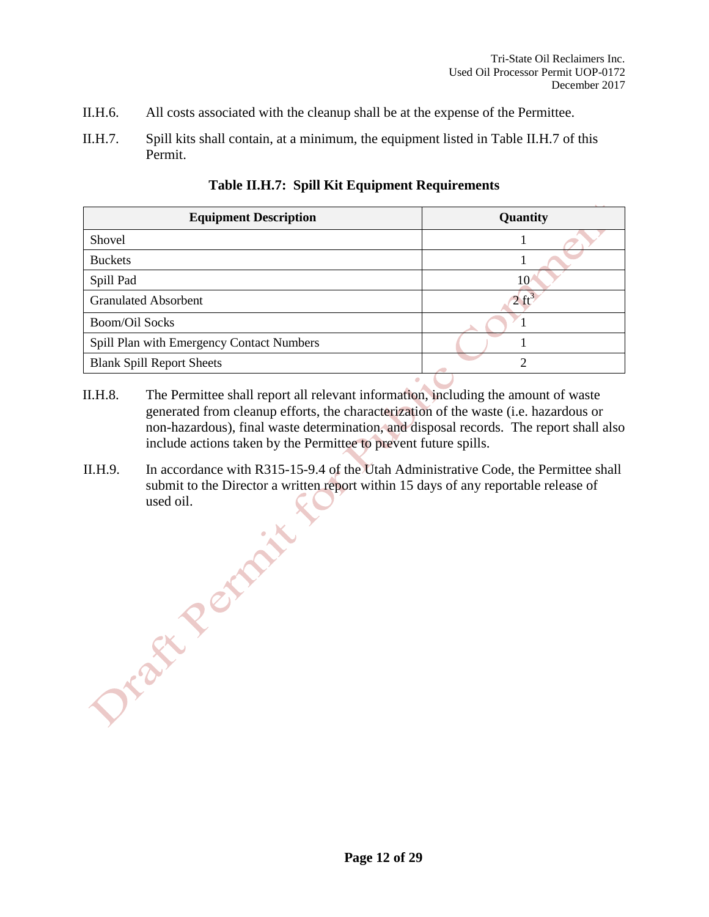II.H.6. All costs associated with the cleanup shall be at the expense of the Permittee.

II.H.7. Spill kits shall contain, at a minimum, the equipment listed in Table II.H.7 of this Permit.

**Table II.H.7: Spill Kit Equipment Requirements**

| Equipment Description | Quantity |
|---|---|
| Shovel | 1 |
| Buckets | 1 |
| Spill Pad | 10 |
| Granulated Absorbent | 2 $ft^3$ |
| Boom/Oil Socks | 1 |
| Spill Plan with Emergency Contact Numbers | 1 |
| Blank Spill Report Sheets | 2 |

II.H.8. The Permittee shall report all relevant information, including the amount of waste generated from cleanup efforts, the characterization of the waste (i.e. hazardous or non-hazardous), final waste determination, and disposal records. The report shall also include actions taken by the Permittee to prevent future spills.

II.H.9. In accordance with R315-15-9.4 of the Utah Administrative Code, the Permittee shall submit to the Director a written report within 15 days of any reportable release of used oil.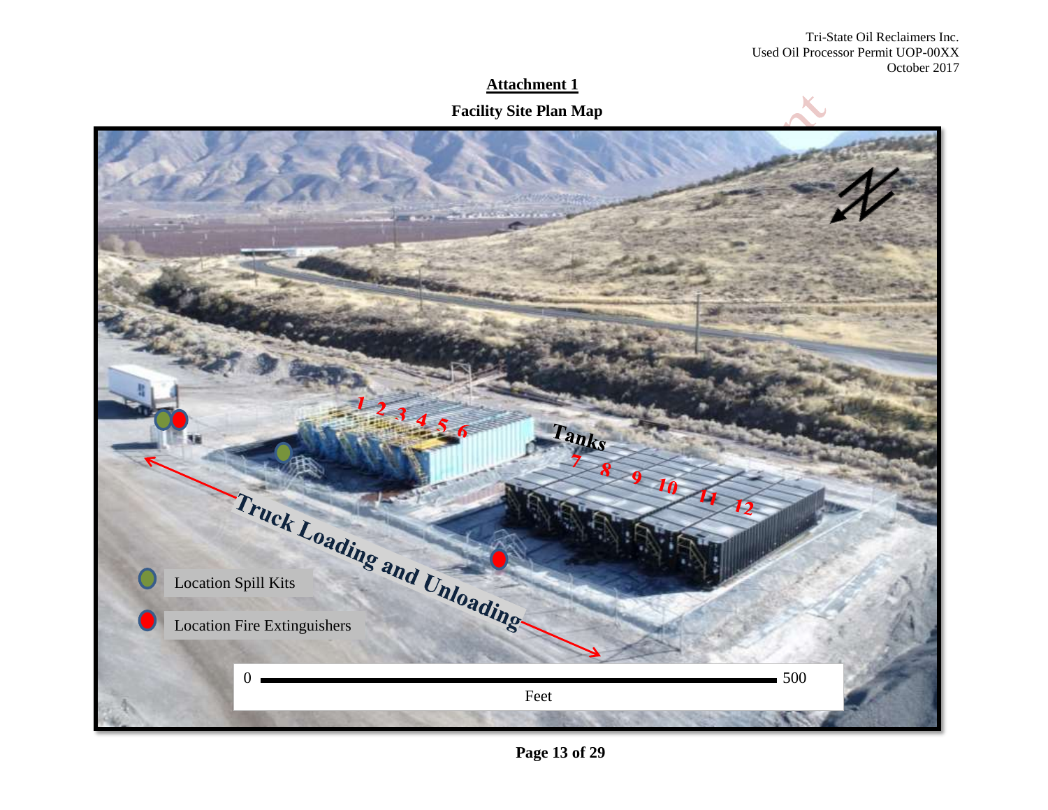## Attachment 1

**Facility Site Plan Map**

1 2 3 4 5 6

Tanks

7 8 9 10 11 12

Truck Loading and Unloading

Location Spill Kits

Location Fire Extinguishers

0 — 500

Feet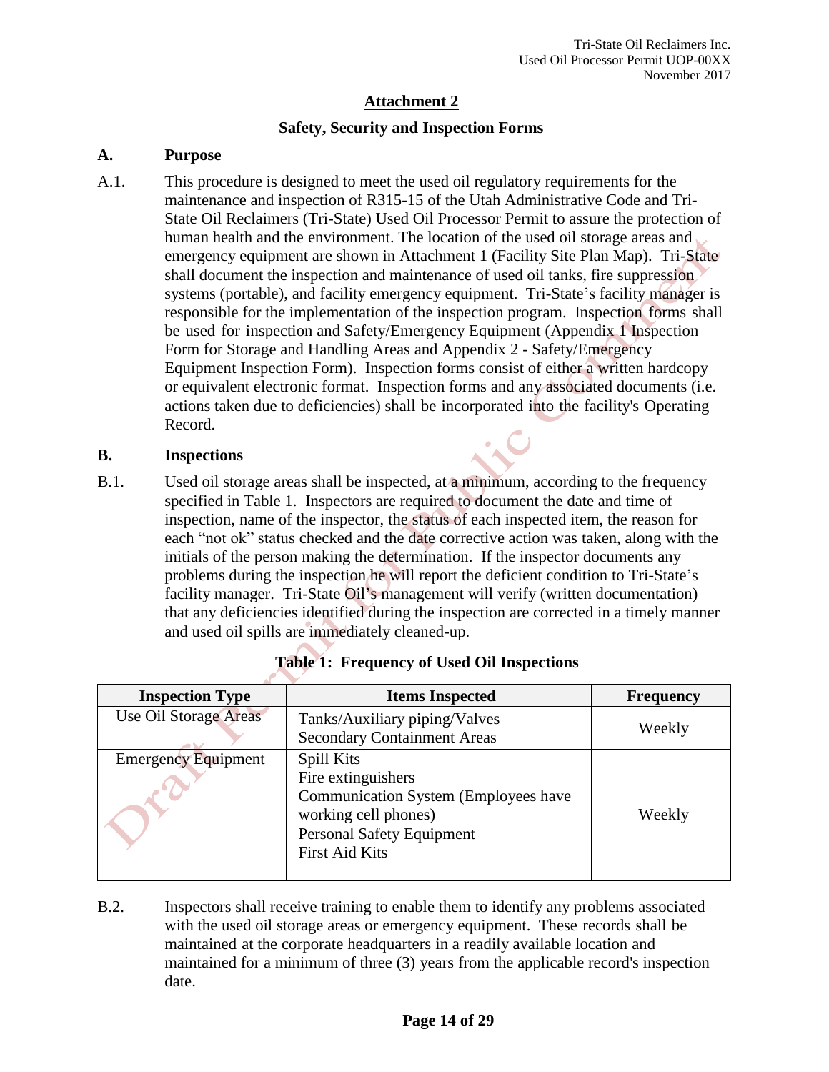# Attachment 2

## Safety, Security and Inspection Forms

### A. Purpose

A.1. This procedure is designed to meet the used oil regulatory requirements for the maintenance and inspection of R315-15 of the Utah Administrative Code and Tri-State Oil Reclaimers (Tri-State) Used Oil Processor Permit to assure the protection of human health and the environment. The location of the used oil storage areas and emergency equipment are shown in Attachment 1 (Facility Site Plan Map). Tri-State shall document the inspection and maintenance of used oil tanks, fire suppression systems (portable), and facility emergency equipment. Tri-State's facility manager is responsible for the implementation of the inspection program. Inspection forms shall be used for inspection and Safety/Emergency Equipment (Appendix 1 Inspection Form for Storage and Handling Areas and Appendix 2 - Safety/Emergency Equipment Inspection Form). Inspection forms consist of either a written hardcopy or equivalent electronic format. Inspection forms and any associated documents (i.e. actions taken due to deficiencies) shall be incorporated into the facility's Operating Record.

### B. Inspections

B.1. Used oil storage areas shall be inspected, at a minimum, according to the frequency specified in Table 1. Inspectors are required to document the date and time of inspection, name of the inspector, the status of each inspected item, the reason for each "not ok" status checked and the date corrective action was taken, along with the initials of the person making the determination. If the inspector documents any problems during the inspection he will report the deficient condition to Tri-State's facility manager. Tri-State Oil's management will verify (written documentation) that any deficiencies identified during the inspection are corrected in a timely manner and used oil spills are immediately cleaned-up.

**Table 1: Frequency of Used Oil Inspections**

| Inspection Type | Items Inspected | Frequency |
|---|---|---|
| Use Oil Storage Areas | Tanks/Auxiliary piping/Valves<br>Secondary Containment Areas | Weekly |
| Emergency Equipment | Spill Kits<br>Fire extinguishers<br>Communication System (Employees have working cell phones)<br>Personal Safety Equipment<br>First Aid Kits | Weekly |

B.2. Inspectors shall receive training to enable them to identify any problems associated with the used oil storage areas or emergency equipment. These records shall be maintained at the corporate headquarters in a readily available location and maintained for a minimum of three (3) years from the applicable record's inspection date.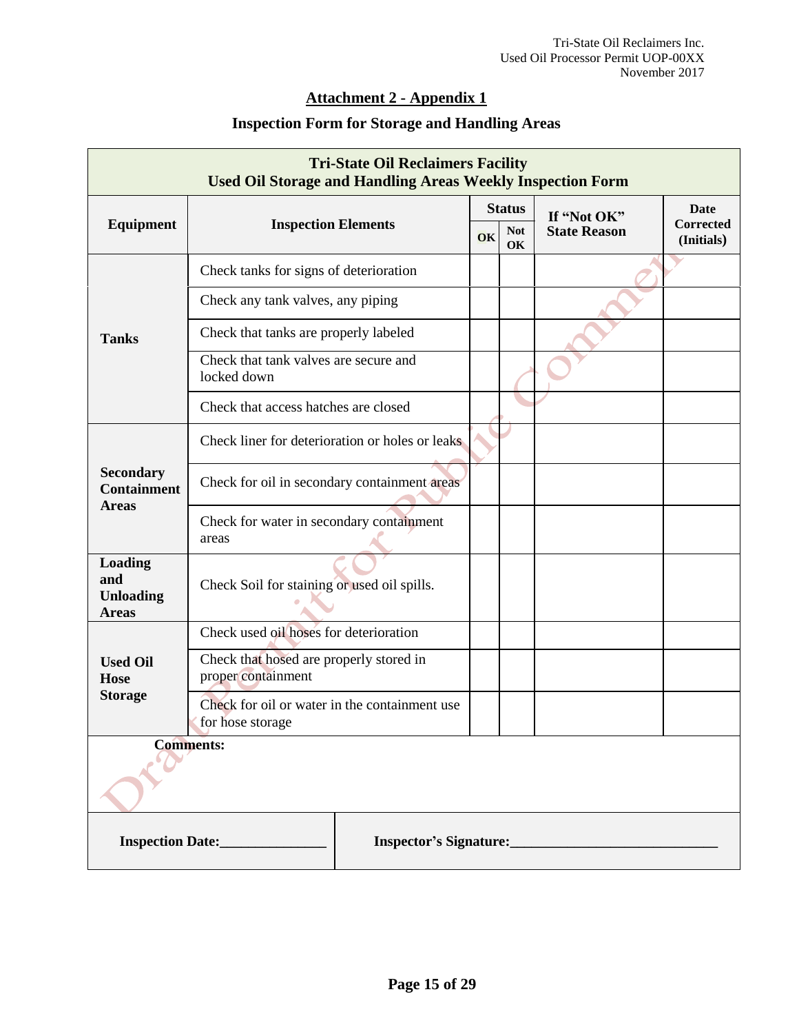## Attachment 2 - Appendix 1

### Inspection Form for Storage and Handling Areas

| **Tri-State Oil Reclaimers Facility Used Oil Storage and Handling Areas Weekly Inspection Form** | | | | | |
|---|---|---|---|---|---|
| **Equipment** | **Inspection Elements** | **Status** | | **If "Not OK" State Reason** | **Date Corrected (Initials)** |
| | | **OK** | **Not OK** | | |
| **Tanks** | Check tanks for signs of deterioration | | | | |
| | Check any tank valves, any piping | | | | |
| | Check that tanks are properly labeled | | | | |
| | Check that tank valves are secure and locked down | | | | |
| | Check that access hatches are closed | | | | |
| **Secondary Containment Areas** | Check liner for deterioration or holes or leaks | | | | |
| | Check for oil in secondary containment areas | | | | |
| | Check for water in secondary containment areas | | | | |
| **Loading and Unloading Areas** | Check Soil for staining or used oil spills. | | | | |
| **Used Oil Hose Storage** | Check used oil hoses for deterioration | | | | |
| | Check that hosed are properly stored in proper containment | | | | |
| | Check for oil or water in the containment use for hose storage | | | | |
| **Comments:** | | | | | |
| **Inspection Date:**_______________ | **Inspector's Signature:**_____________________________ | | | | |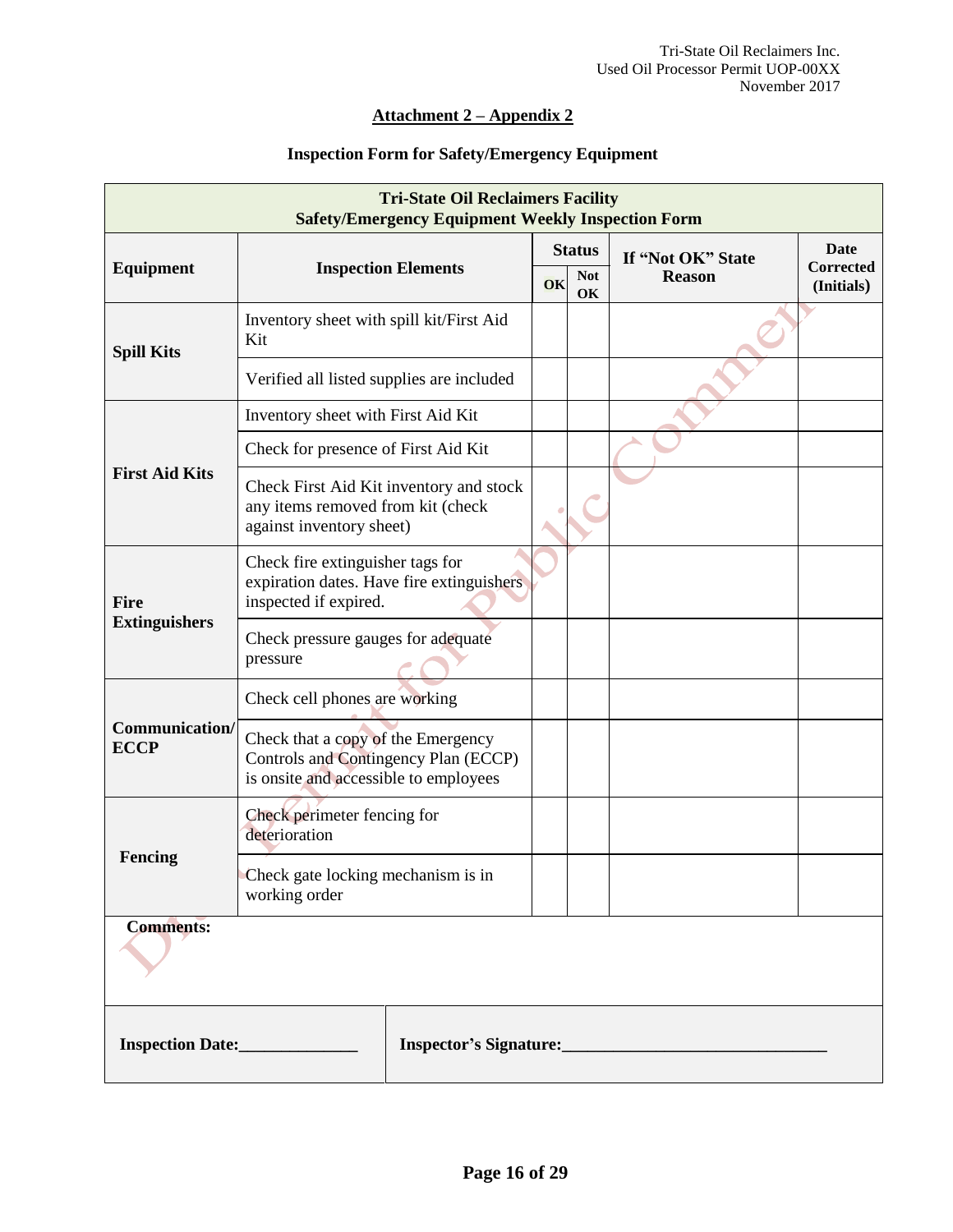## Attachment 2 – Appendix 2

### Inspection Form for Safety/Emergency Equipment

| Tri-State Oil Reclaimers Facility Safety/Emergency Equipment Weekly Inspection Form | | | | | |
|---|---|---|---|---|---|
| **Equipment** | **Inspection Elements** | **Status** | | **If "Not OK" State Reason** | **Date Corrected (Initials)** |
| | | **OK** | **Not OK** | | |
| **Spill Kits** | Inventory sheet with spill kit/First Aid Kit | | | | |
| | Verified all listed supplies are included | | | | |
| **First Aid Kits** | Inventory sheet with First Aid Kit | | | | |
| | Check for presence of First Aid Kit | | | | |
| | Check First Aid Kit inventory and stock any items removed from kit (check against inventory sheet) | | | | |
| **Fire Extinguishers** | Check fire extinguisher tags for expiration dates. Have fire extinguishers inspected if expired. | | | | |
| | Check pressure gauges for adequate pressure | | | | |
| **Communication/ ECCP** | Check cell phones are working | | | | |
| | Check that a copy of the Emergency Controls and Contingency Plan (ECCP) is onsite and accessible to employees | | | | |
| **Fencing** | Check perimeter fencing for deterioration | | | | |
| | Check gate locking mechanism is in working order | | | | |

**Comments:**

**Inspection Date:**______________ **Inspector's Signature:**_______________________________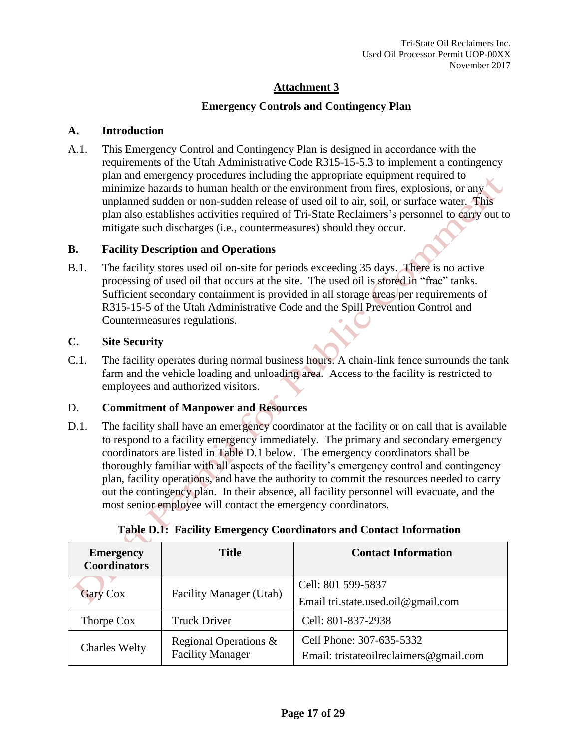## Attachment 3

### Emergency Controls and Contingency Plan

### A. Introduction

A.1. This Emergency Control and Contingency Plan is designed in accordance with the requirements of the Utah Administrative Code R315-15-5.3 to implement a contingency plan and emergency procedures including the appropriate equipment required to minimize hazards to human health or the environment from fires, explosions, or any unplanned sudden or non-sudden release of used oil to air, soil, or surface water. This plan also establishes activities required of Tri-State Reclaimers's personnel to carry out to mitigate such discharges (i.e., countermeasures) should they occur.

### B. Facility Description and Operations

B.1. The facility stores used oil on-site for periods exceeding 35 days. There is no active processing of used oil that occurs at the site. The used oil is stored in "frac" tanks. Sufficient secondary containment is provided in all storage areas per requirements of R315-15-5 of the Utah Administrative Code and the Spill Prevention Control and Countermeasures regulations.

### C. Site Security

C.1. The facility operates during normal business hours. A chain-link fence surrounds the tank farm and the vehicle loading and unloading area. Access to the facility is restricted to employees and authorized visitors.

### D. Commitment of Manpower and Resources

D.1. The facility shall have an emergency coordinator at the facility or on call that is available to respond to a facility emergency immediately. The primary and secondary emergency coordinators are listed in Table D.1 below. The emergency coordinators shall be thoroughly familiar with all aspects of the facility's emergency control and contingency plan, facility operations, and have the authority to commit the resources needed to carry out the contingency plan. In their absence, all facility personnel will evacuate, and the most senior employee will contact the emergency coordinators.

**Table D.1: Facility Emergency Coordinators and Contact Information**

| Emergency Coordinators | Title | Contact Information |
|---|---|---|
| Gary Cox | Facility Manager (Utah) | Cell: 801 599-5837<br>Email tri.state.used.oil@gmail.com |
| Thorpe Cox | Truck Driver | Cell: 801-837-2938 |
| Charles Welty | Regional Operations & Facility Manager | Cell Phone: 307-635-5332<br>Email: tristateoilreclaimers@gmail.com |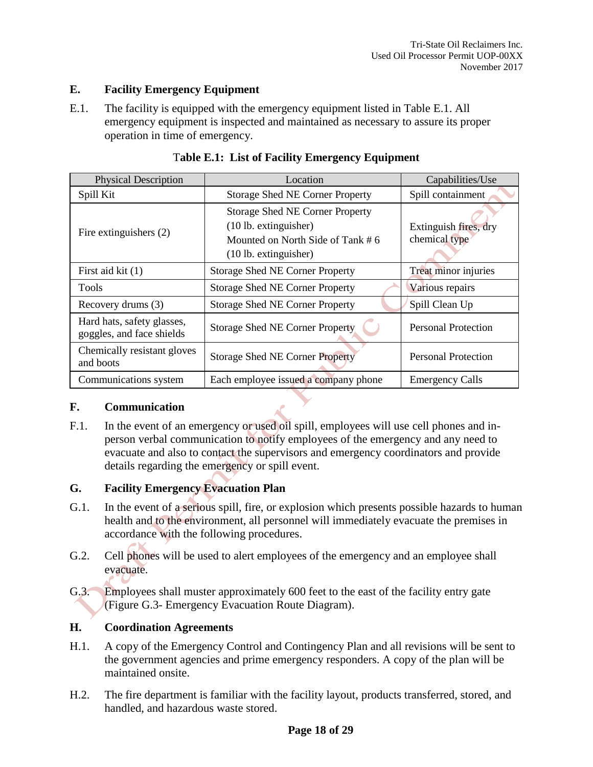## E. Facility Emergency Equipment

E.1. The facility is equipped with the emergency equipment listed in Table E.1. All emergency equipment is inspected and maintained as necessary to assure its proper operation in time of emergency.

**Table E.1: List of Facility Emergency Equipment**

| Physical Description | Location | Capabilities/Use |
|---|---|---|
| Spill Kit | Storage Shed NE Corner Property | Spill containment |
| Fire extinguishers (2) | Storage Shed NE Corner Property (10 lb. extinguisher) Mounted on North Side of Tank # 6 (10 lb. extinguisher) | Extinguish fires, dry chemical type |
| First aid kit (1) | Storage Shed NE Corner Property | Treat minor injuries |
| Tools | Storage Shed NE Corner Property | Various repairs |
| Recovery drums (3) | Storage Shed NE Corner Property | Spill Clean Up |
| Hard hats, safety glasses, goggles, and face shields | Storage Shed NE Corner Property | Personal Protection |
| Chemically resistant gloves and boots | Storage Shed NE Corner Property | Personal Protection |
| Communications system | Each employee issued a company phone | Emergency Calls |

## F. Communication

F.1. In the event of an emergency or used oil spill, employees will use cell phones and in-person verbal communication to notify employees of the emergency and any need to evacuate and also to contact the supervisors and emergency coordinators and provide details regarding the emergency or spill event.

## G. Facility Emergency Evacuation Plan

G.1. In the event of a serious spill, fire, or explosion which presents possible hazards to human health and to the environment, all personnel will immediately evacuate the premises in accordance with the following procedures.

G.2. Cell phones will be used to alert employees of the emergency and an employee shall evacuate.

G.3. Employees shall muster approximately 600 feet to the east of the facility entry gate (Figure G.3- Emergency Evacuation Route Diagram).

## H. Coordination Agreements

H.1. A copy of the Emergency Control and Contingency Plan and all revisions will be sent to the government agencies and prime emergency responders. A copy of the plan will be maintained onsite.

H.2. The fire department is familiar with the facility layout, products transferred, stored, and handled, and hazardous waste stored.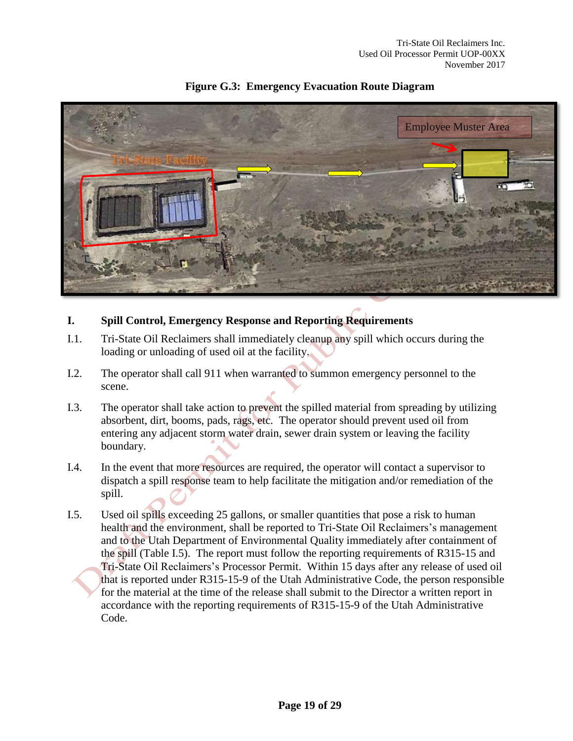**Figure G.3: Emergency Evacuation Route Diagram**

## I. Spill Control, Emergency Response and Reporting Requirements

I.1. Tri-State Oil Reclaimers shall immediately cleanup any spill which occurs during the loading or unloading of used oil at the facility.

I.2. The operator shall call 911 when warranted to summon emergency personnel to the scene.

I.3. The operator shall take action to prevent the spilled material from spreading by utilizing absorbent, dirt, booms, pads, rags, etc. The operator should prevent used oil from entering any adjacent storm water drain, sewer drain system or leaving the facility boundary.

I.4. In the event that more resources are required, the operator will contact a supervisor to dispatch a spill response team to help facilitate the mitigation and/or remediation of the spill.

I.5. Used oil spills exceeding 25 gallons, or smaller quantities that pose a risk to human health and the environment, shall be reported to Tri-State Oil Reclaimers's management and to the Utah Department of Environmental Quality immediately after containment of the spill (Table I.5). The report must follow the reporting requirements of R315-15 and Tri-State Oil Reclaimers's Processor Permit. Within 15 days after any release of used oil that is reported under R315-15-9 of the Utah Administrative Code, the person responsible for the material at the time of the release shall submit to the Director a written report in accordance with the reporting requirements of R315-15-9 of the Utah Administrative Code.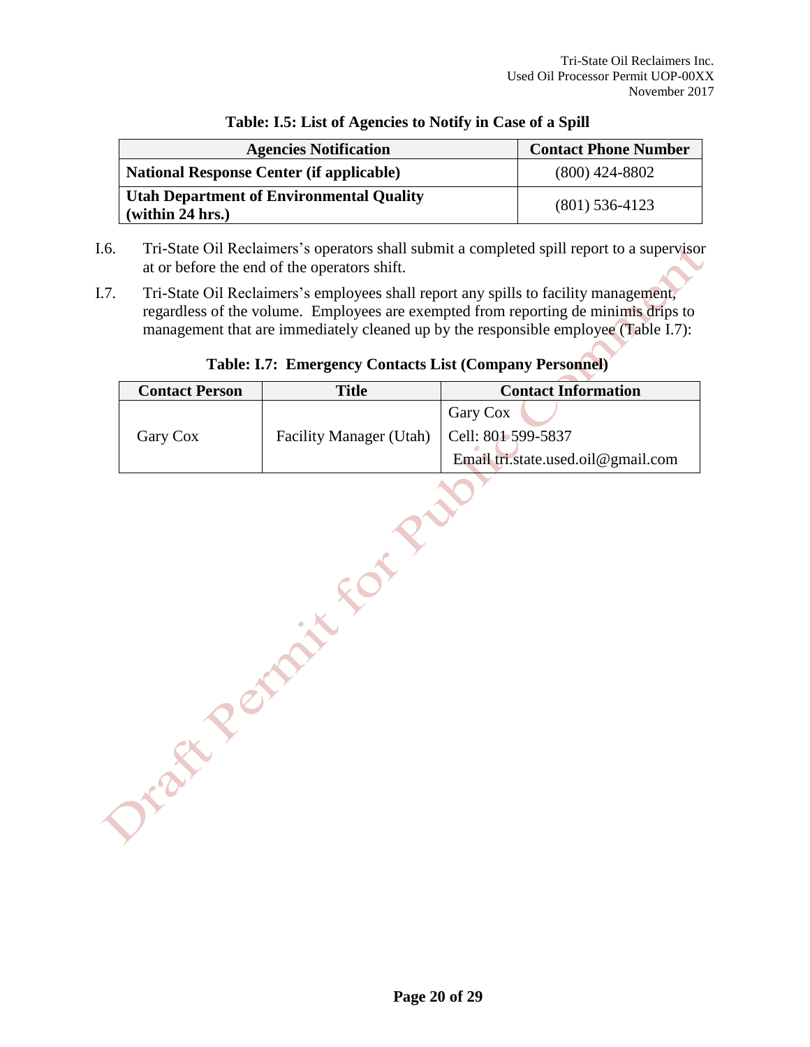**Table: I.5: List of Agencies to Notify in Case of a Spill**

| Agencies Notification | Contact Phone Number |
|---|---|
| **National Response Center (if applicable)** | (800) 424-8802 |
| **Utah Department of Environmental Quality (within 24 hrs.)** | (801) 536-4123 |

I.6. Tri-State Oil Reclaimers's operators shall submit a completed spill report to a supervisor at or before the end of the operators shift.

I.7. Tri-State Oil Reclaimers's employees shall report any spills to facility management, regardless of the volume. Employees are exempted from reporting de minimis drips to management that are immediately cleaned up by the responsible employee (Table I.7):

**Table: I.7: Emergency Contacts List (Company Personnel)**

| Contact Person | Title | Contact Information |
|---|---|---|
| Gary Cox | Facility Manager (Utah) | Gary Cox<br>Cell: 801 599-5837<br>Email tri.state.used.oil@gmail.com |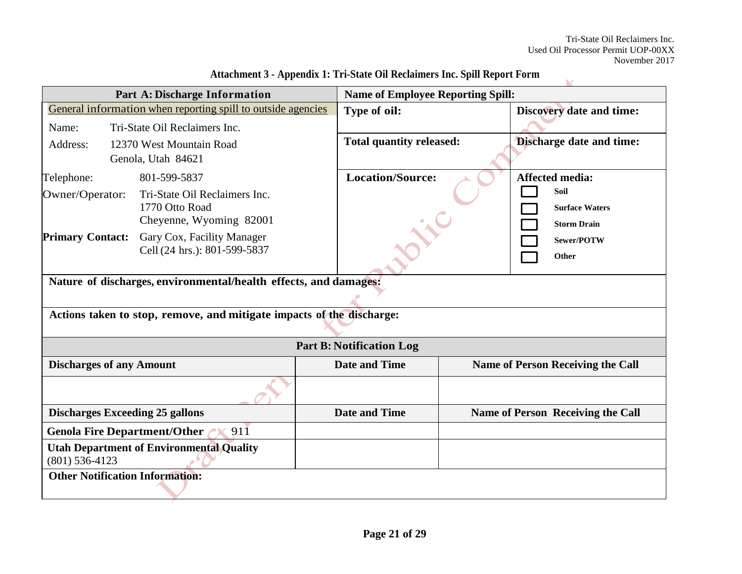# Attachment 3 - Appendix 1: Tri-State Oil Reclaimers Inc. Spill Report Form

| Part A: Discharge Information | Name of Employee Reporting Spill: | |
|---|---|---|
| General information when reporting spill to outside agencies<br>Name: Tri-State Oil Reclaimers Inc.<br>Address: 12370 West Mountain Road, Genola, Utah 84621 | **Type of oil:** | **Discovery date and time:** |
| | **Total quantity released:** | **Discharge date and time:** |
| Telephone: 801-599-5837<br>Owner/Operator: Tri-State Oil Reclaimers Inc., 1770 Otto Road, Cheyenne, Wyoming 82001<br>**Primary Contact:** Gary Cox, Facility Manager, Cell (24 hrs.): 801-599-5837 | **Location/Source:** | **Affected media:**<br>☐ Soil<br>☐ Surface Waters<br>☐ Storm Drain<br>☐ Sewer/POTW<br>☐ Other |

**Nature of discharges, environmental/health effects, and damages:**

**Actions taken to stop, remove, and mitigate impacts of the discharge:**

## Part B: Notification Log

| Discharges of any Amount | Date and Time | Name of Person Receiving the Call |
|---|---|---|
| | | |
| **Discharges Exceeding 25 gallons** | **Date and Time** | **Name of Person Receiving the Call** |
| **Genola Fire Department/Other** 911 | | |
| **Utah Department of Environmental Quality** (801) 536-4123 | | |

**Other Notification Information:**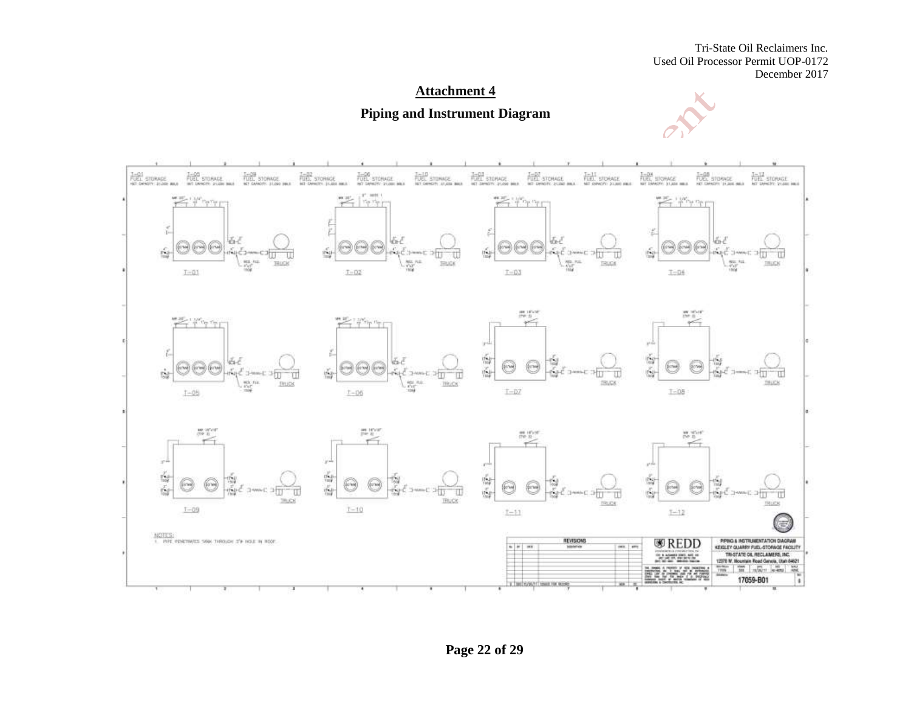## Attachment 4

## Piping and Instrument Diagram

T-01 FUEL STORAGE NET CAPACITY: 21,000 BBLS | T-09 FUEL STORAGE NET CAPACITY: 21,000 BBLS | T-09 FUEL STORAGE NET CAPACITY: 21,000 BBLS | T-02 FUEL STORAGE NET CAPACITY: 21,000 BBLS | T-06 FUEL STORAGE NET CAPACITY: 21,000 BBLS | T-10 FUEL STORAGE NET CAPACITY: 21,000 BBLS | T-03 FUEL STORAGE NET CAPACITY: 21,000 BBLS | T-07 FUEL STORAGE NET CAPACITY: 21,000 BBLS | T-11 FUEL STORAGE NET CAPACITY: 21,000 BBLS | T-04 FUEL STORAGE NET CAPACITY: 21,000 BBLS | T-08 FUEL STORAGE NET CAPACITY: 21,000 BBLS | T-12 FUEL STORAGE NET CAPACITY: 21,000 BBLS

T-01 T-02 T-03 T-04

T-05 T-06 T-07 T-08

T-09 T-10 T-11 T-12

TRUCK

NOTES:
1. PIPE PENETRATES TANK THROUGH 3"Ø HOLE IN ROOF.

REDD

PIPING & INSTRUMENTATION DIAGRAM
KEIGLEY QUARRY FUEL-STORAGE FACILITY
TRI-STATE OIL RECLAIMERS, INC.
12378 W. Mountain Road Genola, Utah 84621

17059-B01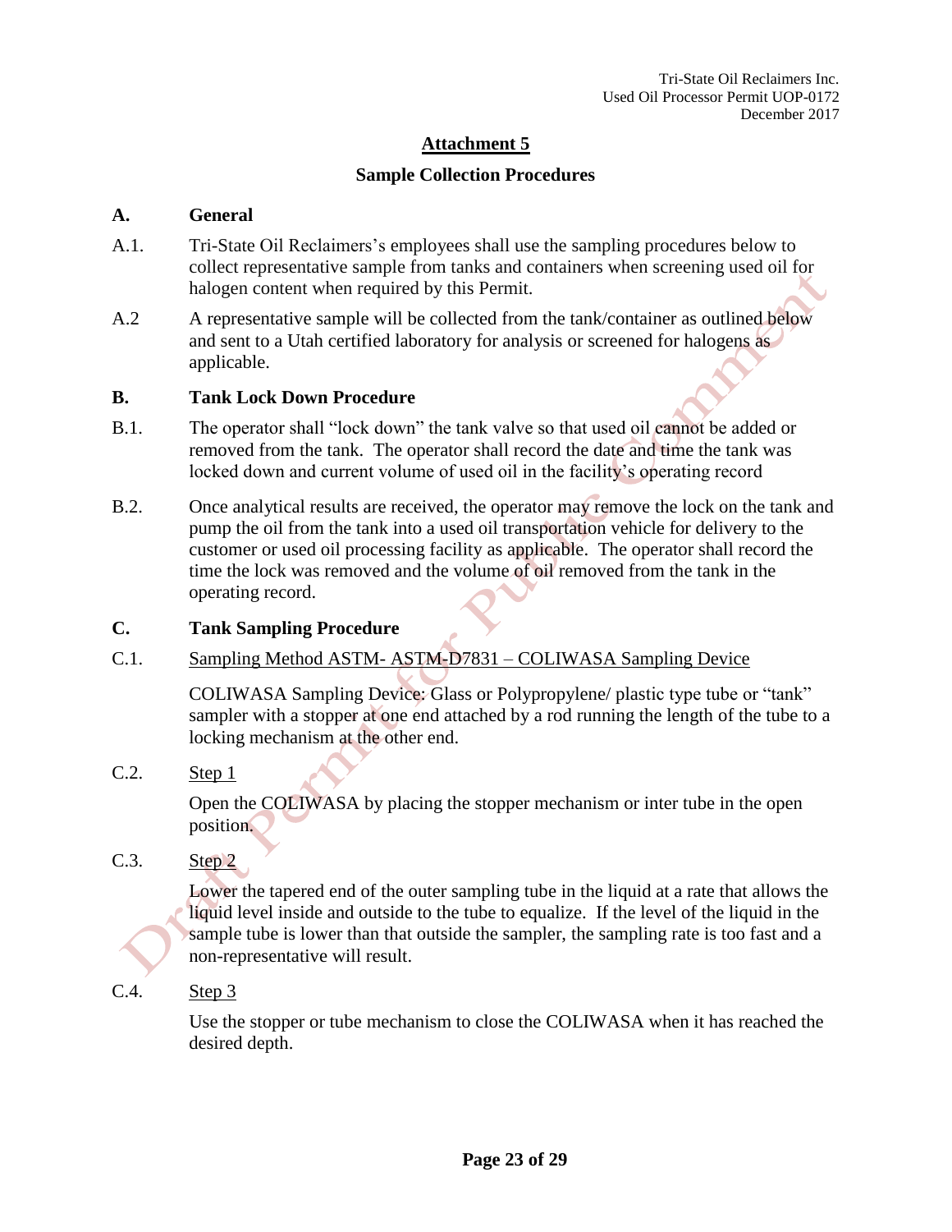# Attachment 5

## Sample Collection Procedures

**A. General**

A.1. Tri-State Oil Reclaimers's employees shall use the sampling procedures below to collect representative sample from tanks and containers when screening used oil for halogen content when required by this Permit.

A.2 A representative sample will be collected from the tank/container as outlined below and sent to a Utah certified laboratory for analysis or screened for halogens as applicable.

**B. Tank Lock Down Procedure**

B.1. The operator shall "lock down" the tank valve so that used oil cannot be added or removed from the tank. The operator shall record the date and time the tank was locked down and current volume of used oil in the facility's operating record

B.2. Once analytical results are received, the operator may remove the lock on the tank and pump the oil from the tank into a used oil transportation vehicle for delivery to the customer or used oil processing facility as applicable. The operator shall record the time the lock was removed and the volume of oil removed from the tank in the operating record.

**C. Tank Sampling Procedure**

C.1. Sampling Method ASTM- ASTM-D7831 – COLIWASA Sampling Device

COLIWASA Sampling Device: Glass or Polypropylene/ plastic type tube or "tank" sampler with a stopper at one end attached by a rod running the length of the tube to a locking mechanism at the other end.

C.2. Step 1

Open the COLIWASA by placing the stopper mechanism or inter tube in the open position.

C.3. Step 2

Lower the tapered end of the outer sampling tube in the liquid at a rate that allows the liquid level inside and outside to the tube to equalize. If the level of the liquid in the sample tube is lower than that outside the sampler, the sampling rate is too fast and a non-representative will result.

C.4. Step 3

Use the stopper or tube mechanism to close the COLIWASA when it has reached the desired depth.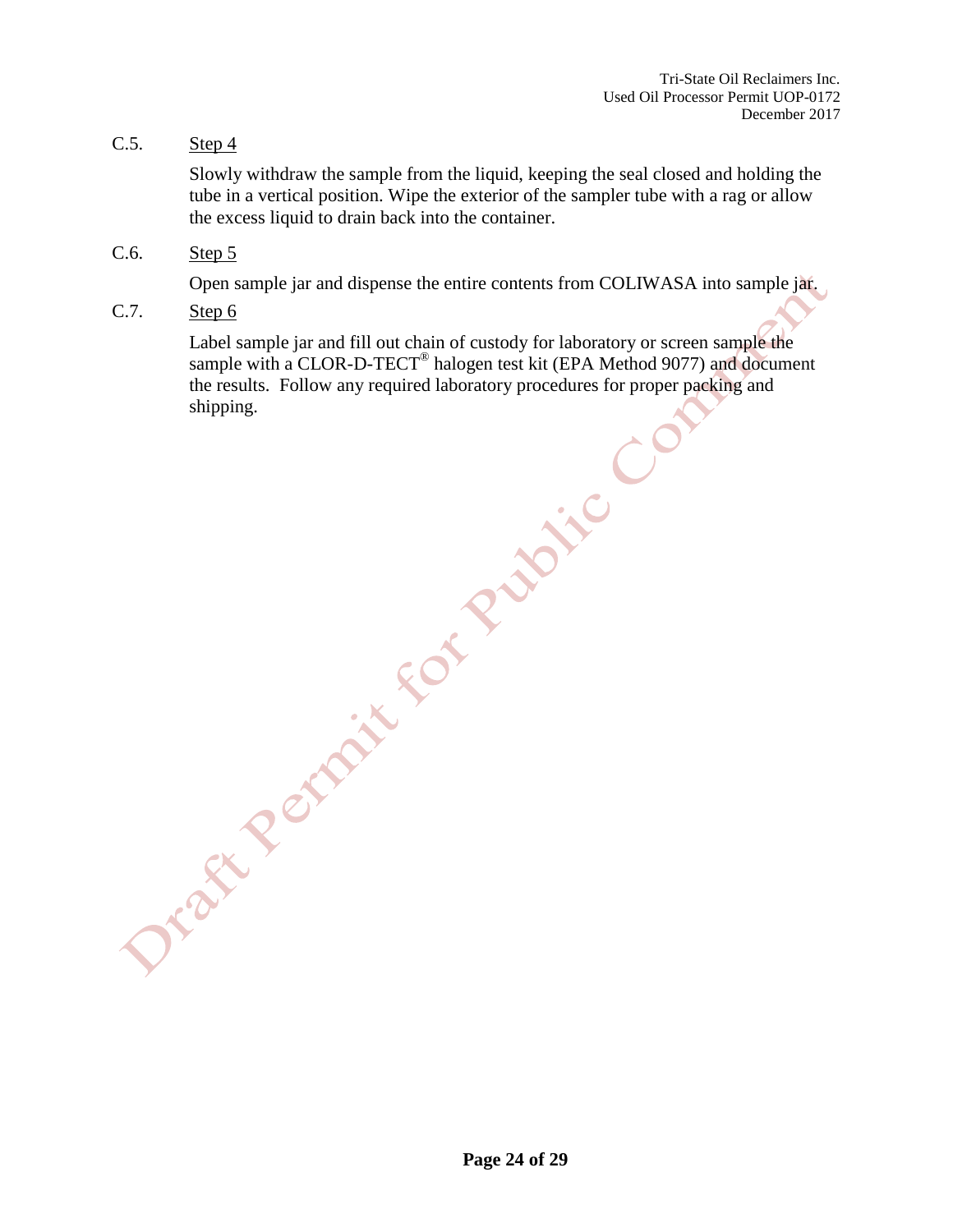C.5. Step 4

Slowly withdraw the sample from the liquid, keeping the seal closed and holding the tube in a vertical position. Wipe the exterior of the sampler tube with a rag or allow the excess liquid to drain back into the container.

C.6. Step 5

Open sample jar and dispense the entire contents from COLIWASA into sample jar.

C.7. Step 6

Label sample jar and fill out chain of custody for laboratory or screen sample the sample with a CLOR-D-TECT® halogen test kit (EPA Method 9077) and document the results. Follow any required laboratory procedures for proper packing and shipping.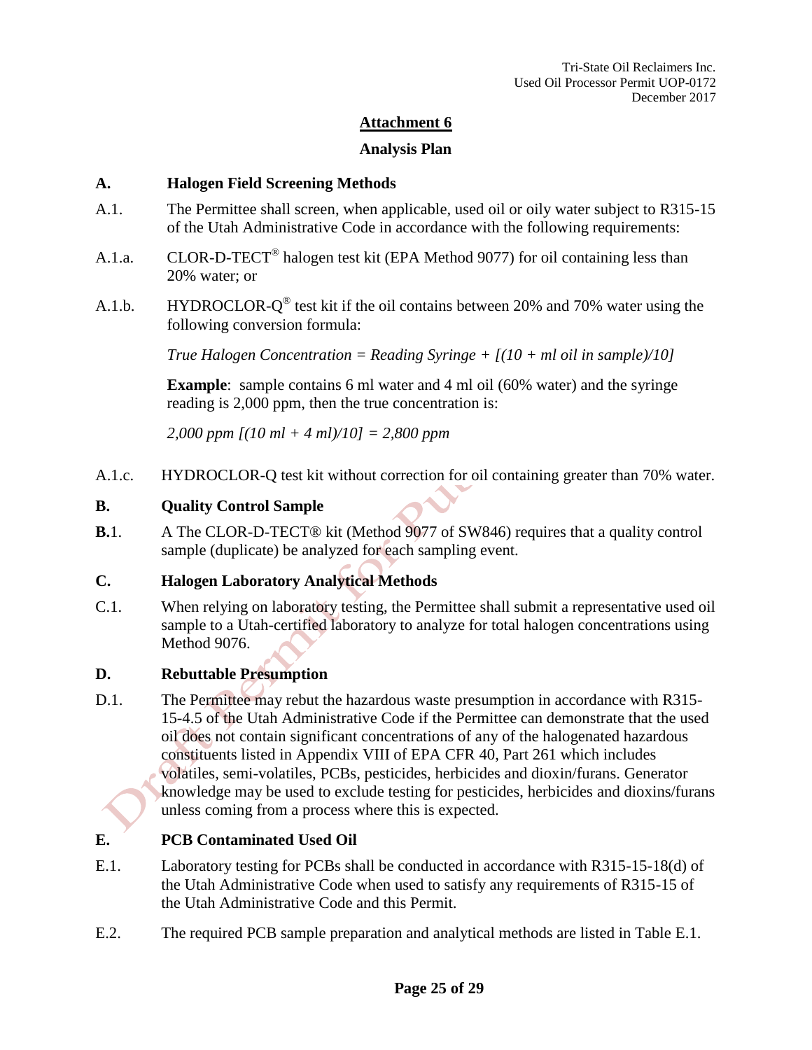# Attachment 6

## Analysis Plan

### A. Halogen Field Screening Methods

A.1. The Permittee shall screen, when applicable, used oil or oily water subject to R315-15 of the Utah Administrative Code in accordance with the following requirements:

A.1.a. CLOR-D-TECT® halogen test kit (EPA Method 9077) for oil containing less than 20% water; or

A.1.b. HYDROCLOR-Q® test kit if the oil contains between 20% and 70% water using the following conversion formula:

*True Halogen Concentration = Reading Syringe + [(10 + ml oil in sample)/10]*

**Example**: sample contains 6 ml water and 4 ml oil (60% water) and the syringe reading is 2,000 ppm, then the true concentration is:

*2,000 ppm [(10 ml + 4 ml)/10] = 2,800 ppm*

A.1.c. HYDROCLOR-Q test kit without correction for oil containing greater than 70% water.

### B. Quality Control Sample

**B.**1. A The CLOR-D-TECT® kit (Method 9077 of SW846) requires that a quality control sample (duplicate) be analyzed for each sampling event.

### C. Halogen Laboratory Analytical Methods

C.1. When relying on laboratory testing, the Permittee shall submit a representative used oil sample to a Utah-certified laboratory to analyze for total halogen concentrations using Method 9076.

### D. Rebuttable Presumption

D.1. The Permittee may rebut the hazardous waste presumption in accordance with R315-15-4.5 of the Utah Administrative Code if the Permittee can demonstrate that the used oil does not contain significant concentrations of any of the halogenated hazardous constituents listed in Appendix VIII of EPA CFR 40, Part 261 which includes volatiles, semi-volatiles, PCBs, pesticides, herbicides and dioxin/furans. Generator knowledge may be used to exclude testing for pesticides, herbicides and dioxins/furans unless coming from a process where this is expected.

### E. PCB Contaminated Used Oil

E.1. Laboratory testing for PCBs shall be conducted in accordance with R315-15-18(d) of the Utah Administrative Code when used to satisfy any requirements of R315-15 of the Utah Administrative Code and this Permit.

E.2. The required PCB sample preparation and analytical methods are listed in Table E.1.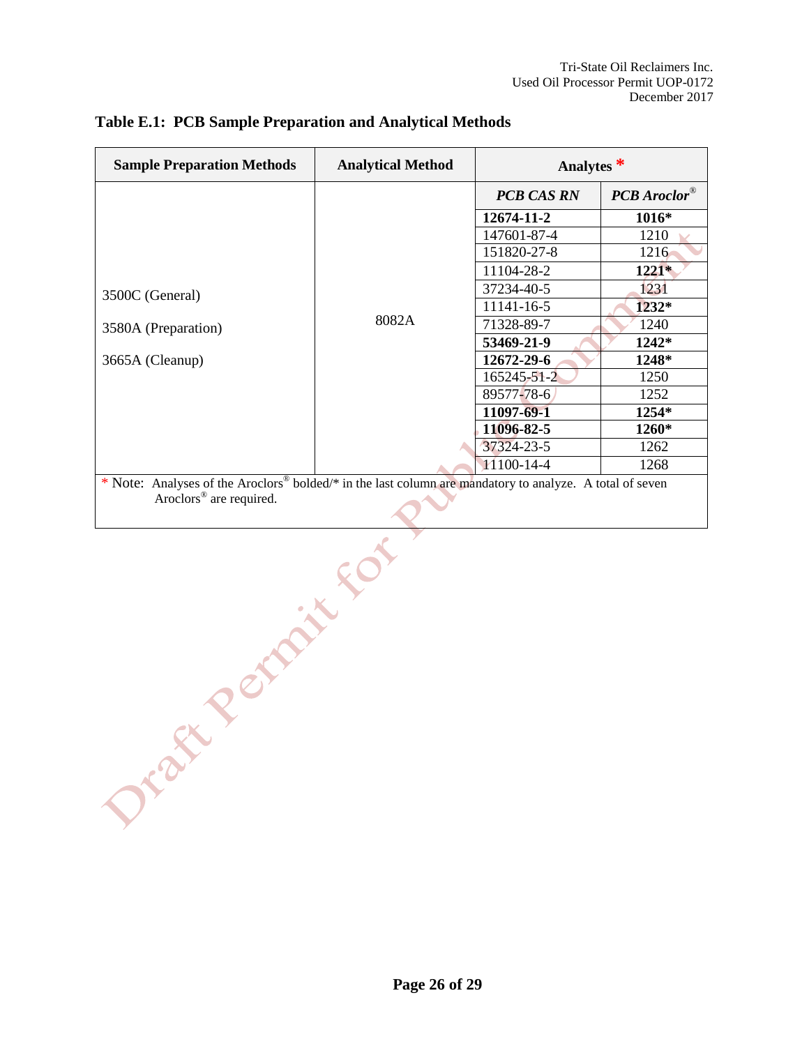**Table E.1: PCB Sample Preparation and Analytical Methods**

| Sample Preparation Methods | Analytical Method | Analytes * | |
|---|---|---|---|
| | | ***PCB CAS RN*** | ***PCB Aroclor®*** |
| 3500C (General)<br>3580A (Preparation)<br>3665A (Cleanup) | 8082A | **12674-11-2** | **1016*** |
| | | 147601-87-4 | 1210 |
| | | 151820-27-8 | 1216 |
| | | 11104-28-2 | **1221*** |
| | | 37234-40-5 | 1231 |
| | | 11141-16-5 | **1232*** |
| | | 71328-89-7 | 1240 |
| | | **53469-21-9** | **1242*** |
| | | **12672-29-6** | **1248*** |
| | | 165245-51-2 | 1250 |
| | | 89577-78-6 | 1252 |
| | | **11097-69-1** | **1254*** |
| | | **11096-82-5** | **1260*** |
| | | 37324-23-5 | 1262 |
| | | 11100-14-4 | 1268 |

\* Note: Analyses of the Aroclors® bolded/* in the last column are mandatory to analyze. A total of seven Aroclors® are required.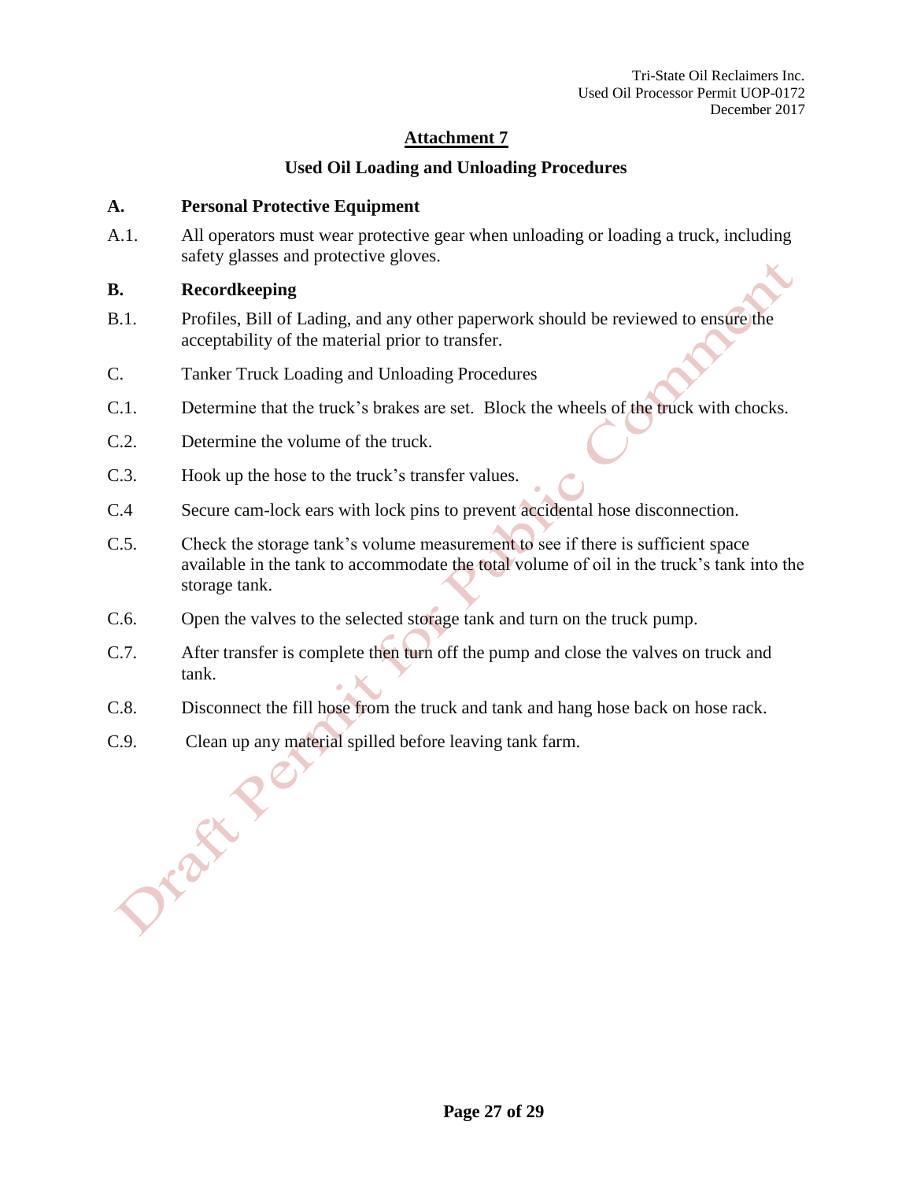## Attachment 7

### Used Oil Loading and Unloading Procedures

**A. Personal Protective Equipment**

A.1. All operators must wear protective gear when unloading or loading a truck, including safety glasses and protective gloves.

**B. Recordkeeping**

B.1. Profiles, Bill of Lading, and any other paperwork should be reviewed to ensure the acceptability of the material prior to transfer.

C. Tanker Truck Loading and Unloading Procedures

C.1. Determine that the truck's brakes are set. Block the wheels of the truck with chocks.

C.2. Determine the volume of the truck.

C.3. Hook up the hose to the truck's transfer values.

C.4 Secure cam-lock ears with lock pins to prevent accidental hose disconnection.

C.5. Check the storage tank's volume measurement to see if there is sufficient space available in the tank to accommodate the total volume of oil in the truck's tank into the storage tank.

C.6. Open the valves to the selected storage tank and turn on the truck pump.

C.7. After transfer is complete then turn off the pump and close the valves on truck and tank.

C.8. Disconnect the fill hose from the truck and tank and hang hose back on hose rack.

C.9. Clean up any material spilled before leaving tank farm.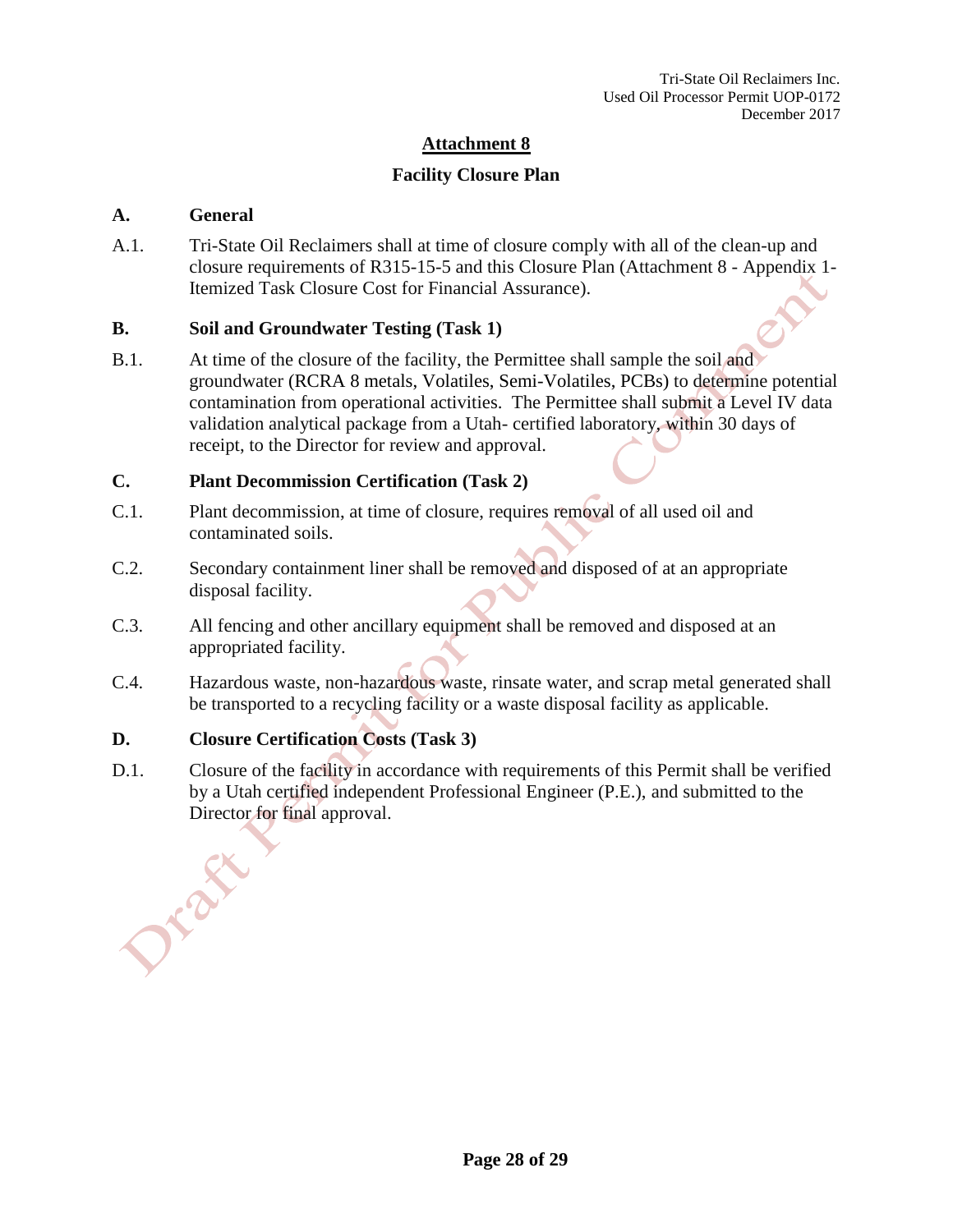# Attachment 8

## Facility Closure Plan

### A. General

A.1. Tri-State Oil Reclaimers shall at time of closure comply with all of the clean-up and closure requirements of R315-15-5 and this Closure Plan (Attachment 8 - Appendix 1- Itemized Task Closure Cost for Financial Assurance).

### B. Soil and Groundwater Testing (Task 1)

B.1. At time of the closure of the facility, the Permittee shall sample the soil and groundwater (RCRA 8 metals, Volatiles, Semi-Volatiles, PCBs) to determine potential contamination from operational activities. The Permittee shall submit a Level IV data validation analytical package from a Utah- certified laboratory, within 30 days of receipt, to the Director for review and approval.

### C. Plant Decommission Certification (Task 2)

C.1. Plant decommission, at time of closure, requires removal of all used oil and contaminated soils.

C.2. Secondary containment liner shall be removed and disposed of at an appropriate disposal facility.

C.3. All fencing and other ancillary equipment shall be removed and disposed at an appropriated facility.

C.4. Hazardous waste, non-hazardous waste, rinsate water, and scrap metal generated shall be transported to a recycling facility or a waste disposal facility as applicable.

### D. Closure Certification Costs (Task 3)

D.1. Closure of the facility in accordance with requirements of this Permit shall be verified by a Utah certified independent Professional Engineer (P.E.), and submitted to the Director for final approval.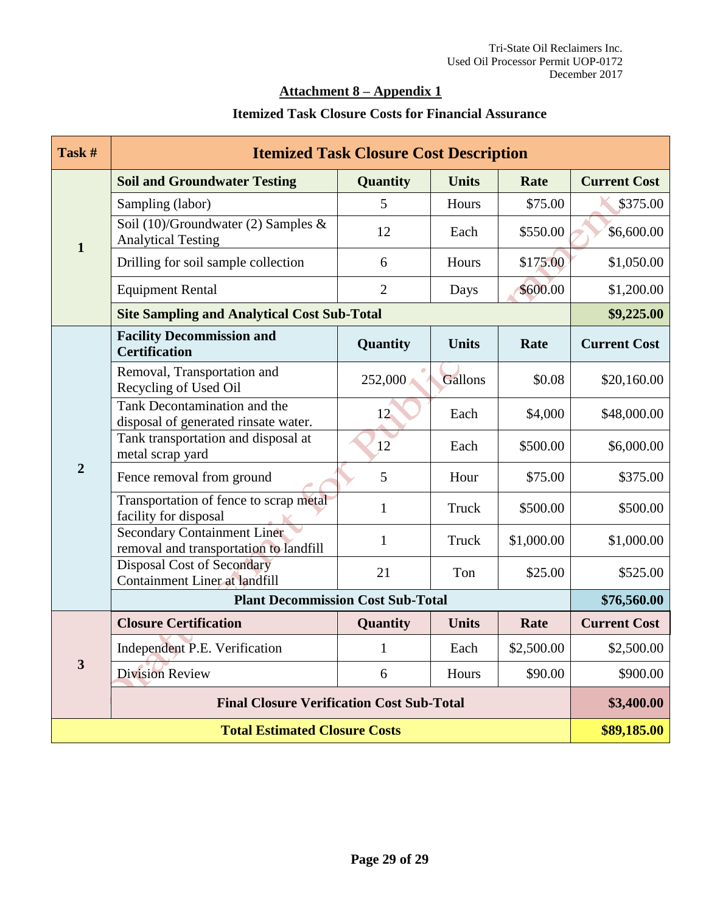Tri-State Oil Reclaimers Inc.
Used Oil Processor Permit UOP-0172
December 2017

## Attachment 8 – Appendix 1

### Itemized Task Closure Costs for Financial Assurance

| Task # | Itemized Task Closure Cost Description | | | | |
|---|---|---|---|---|---|
| 1 | **Soil and Groundwater Testing** | **Quantity** | **Units** | **Rate** | **Current Cost** |
| | Sampling (labor) | 5 | Hours | $75.00 | $375.00 |
| | Soil (10)/Groundwater (2) Samples & Analytical Testing | 12 | Each | $550.00 | $6,600.00 |
| | Drilling for soil sample collection | 6 | Hours | $175.00 | $1,050.00 |
| | Equipment Rental | 2 | Days | $600.00 | $1,200.00 |
| | **Site Sampling and Analytical Cost Sub-Total** | | | | **$9,225.00** |
| 2 | **Facility Decommission and Certification** | **Quantity** | **Units** | **Rate** | **Current Cost** |
| | Removal, Transportation and Recycling of Used Oil | 252,000 | Gallons | $0.08 | $20,160.00 |
| | Tank Decontamination and the disposal of generated rinsate water. | 12 | Each | $4,000 | $48,000.00 |
| | Tank transportation and disposal at metal scrap yard | 12 | Each | $500.00 | $6,000.00 |
| | Fence removal from ground | 5 | Hour | $75.00 | $375.00 |
| | Transportation of fence to scrap metal facility for disposal | 1 | Truck | $500.00 | $500.00 |
| | Secondary Containment Liner removal and transportation to landfill | 1 | Truck | $1,000.00 | $1,000.00 |
| | Disposal Cost of Secondary Containment Liner at landfill | 21 | Ton | $25.00 | $525.00 |
| | **Plant Decommission Cost Sub-Total** | | | | **$76,560.00** |
| 3 | **Closure Certification** | **Quantity** | **Units** | **Rate** | **Current Cost** |
| | Independent P.E. Verification | 1 | Each | $2,500.00 | $2,500.00 |
| | Division Review | 6 | Hours | $90.00 | $900.00 |
| | **Final Closure Verification Cost Sub-Total** | | | | **$3,400.00** |
| **Total Estimated Closure Costs** | | | | | **$89,185.00** |